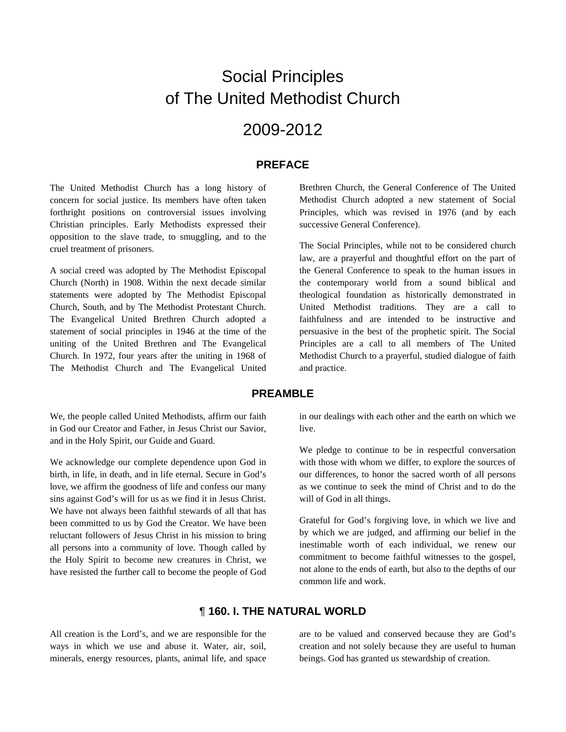# Social Principles of The United Methodist Church

# 2009-2012

## PREFACE

The United Methodist Church has a long history of concern for social justice. Its members have often taken forthright positions on controversial issues involving Christian principles. Early Methodists expressed their opposition to the slave trade, to smuggling, and to the cruel treatment of prisoners.

A social creed was adopted by The Methodist Episcopal Church (North) in 1908. Within the next decade similar statements were adopted by The Methodist Episcopal Church, South, and by The Methodist Protestant Church. The Evangelical United Brethren Church adopted a statement of social principles in 1946 at the time of the uniting of the United Brethren and The Evangelical Church. In 1972, four years after the uniting in 1968 of The Methodist Church and The Evangelical United Brethren Church, the General Conference of The United Methodist Church adopted a new statement of Social Principles, which was revised in 1976 (and by each successive General Conference).

The Social Principles, while not to be considered church law, are a prayerful and thoughtful effort on the part of the General Conference to speak to the human issues in the contemporary world from a sound biblical and theological foundation as historically demonstrated in United Methodist traditions. They are a call to faithfulness and are intended to be instructive and persuasive in the best of the prophetic spirit. The Social Principles are a call to all members of The United Methodist Church to a prayerful, studied dialogue of faith and practice.

## PREAMBLE

We, the people called United Methodists, affirm our faith in God our Creator and Father, in Jesus Christ our Savior, and in the Holy Spirit, our Guide and Guard.

We acknowledge our complete dependence upon God in birth, in life, in death, and in life eternal. Secure in God's love, we affirm the goodness of life and confess our many sins against God's will for us as we find it in Jesus Christ. We have not always been faithful stewards of all that has been committed to us by God the Creator. We have been reluctant followers of Jesus Christ in his mission to bring all persons into a community of love. Though called by the Holy Spirit to become new creatures in Christ, we have resisted the further call to become the people of God in our dealings with each other and the earth on which we live.

We pledge to continue to be in respectful conversation with those with whom we differ, to explore the sources of our differences, to honor the sacred worth of all persons as we continue to seek the mind of Christ and to do the will of God in all things.

Grateful for God's forgiving love, in which we live and by which we are judged, and affirming our belief in the inestimable worth of each individual, we renew our commitment to become faithful witnesses to the gospel, not alone to the ends of earth, but also to the depths of our common life and work.

## ¶ 160. I. THE NATURAL WORLD

All creation is the Lord's, and we are responsible for the ways in which we use and abuse it. Water, air, soil, minerals, energy resources, plants, animal life, and space are to be valued and conserved because they are God's creation and not solely because they are useful to human beings. God has granted us stewardship of creation.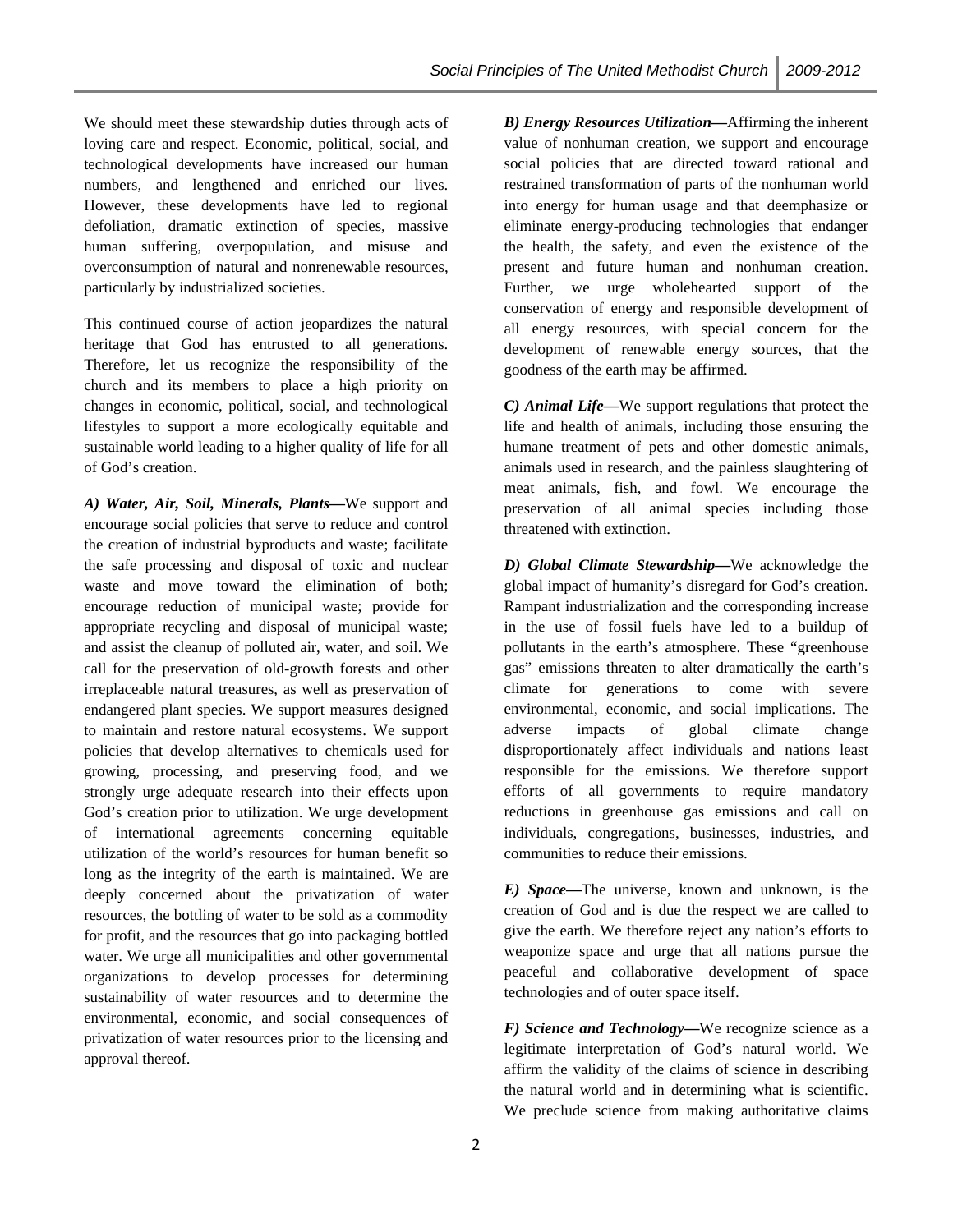We should meet these stewardship duties through acts of loving care and respect. Economic, political, social, and technological developments have increased our human numbers, and lengthened and enriched our lives. However, these developments have led to regional defoliation, dramatic extinction of species, massive human suffering, overpopulation, and misuse and overconsumption of natural and nonrenewable resources, particularly by industrialized societies.

This continued course of action jeopardizes the natural heritage that God has entrusted to all generations. Therefore, let us recognize the responsibility of the church and its members to place a high priority on changes in economic, political, social, and technological lifestyles to support a more ecologically equitable and sustainable world leading to a higher quality of life for all of God's creation.

***A) Water, Air, Soil, Minerals, Plants—***We support and encourage social policies that serve to reduce and control the creation of industrial byproducts and waste; facilitate the safe processing and disposal of toxic and nuclear waste and move toward the elimination of both; encourage reduction of municipal waste; provide for appropriate recycling and disposal of municipal waste; and assist the cleanup of polluted air, water, and soil. We call for the preservation of old-growth forests and other irreplaceable natural treasures, as well as preservation of endangered plant species. We support measures designed to maintain and restore natural ecosystems. We support policies that develop alternatives to chemicals used for growing, processing, and preserving food, and we strongly urge adequate research into their effects upon God's creation prior to utilization. We urge development of international agreements concerning equitable utilization of the world's resources for human benefit so long as the integrity of the earth is maintained. We are deeply concerned about the privatization of water resources, the bottling of water to be sold as a commodity for profit, and the resources that go into packaging bottled water. We urge all municipalities and other governmental organizations to develop processes for determining sustainability of water resources and to determine the environmental, economic, and social consequences of privatization of water resources prior to the licensing and approval thereof.

***B) Energy Resources Utilization—***Affirming the inherent value of nonhuman creation, we support and encourage social policies that are directed toward rational and restrained transformation of parts of the nonhuman world into energy for human usage and that deemphasize or eliminate energy-producing technologies that endanger the health, the safety, and even the existence of the present and future human and nonhuman creation. Further, we urge wholehearted support of the conservation of energy and responsible development of all energy resources, with special concern for the development of renewable energy sources, that the goodness of the earth may be affirmed.

***C) Animal Life—***We support regulations that protect the life and health of animals, including those ensuring the humane treatment of pets and other domestic animals, animals used in research, and the painless slaughtering of meat animals, fish, and fowl. We encourage the preservation of all animal species including those threatened with extinction.

***D) Global Climate Stewardship—***We acknowledge the global impact of humanity's disregard for God's creation. Rampant industrialization and the corresponding increase in the use of fossil fuels have led to a buildup of pollutants in the earth's atmosphere. These "greenhouse gas" emissions threaten to alter dramatically the earth's climate for generations to come with severe environmental, economic, and social implications. The adverse impacts of global climate change disproportionately affect individuals and nations least responsible for the emissions. We therefore support efforts of all governments to require mandatory reductions in greenhouse gas emissions and call on individuals, congregations, businesses, industries, and communities to reduce their emissions.

***E) Space—***The universe, known and unknown, is the creation of God and is due the respect we are called to give the earth. We therefore reject any nation's efforts to weaponize space and urge that all nations pursue the peaceful and collaborative development of space technologies and of outer space itself.

***F) Science and Technology—***We recognize science as a legitimate interpretation of God's natural world. We affirm the validity of the claims of science in describing the natural world and in determining what is scientific. We preclude science from making authoritative claims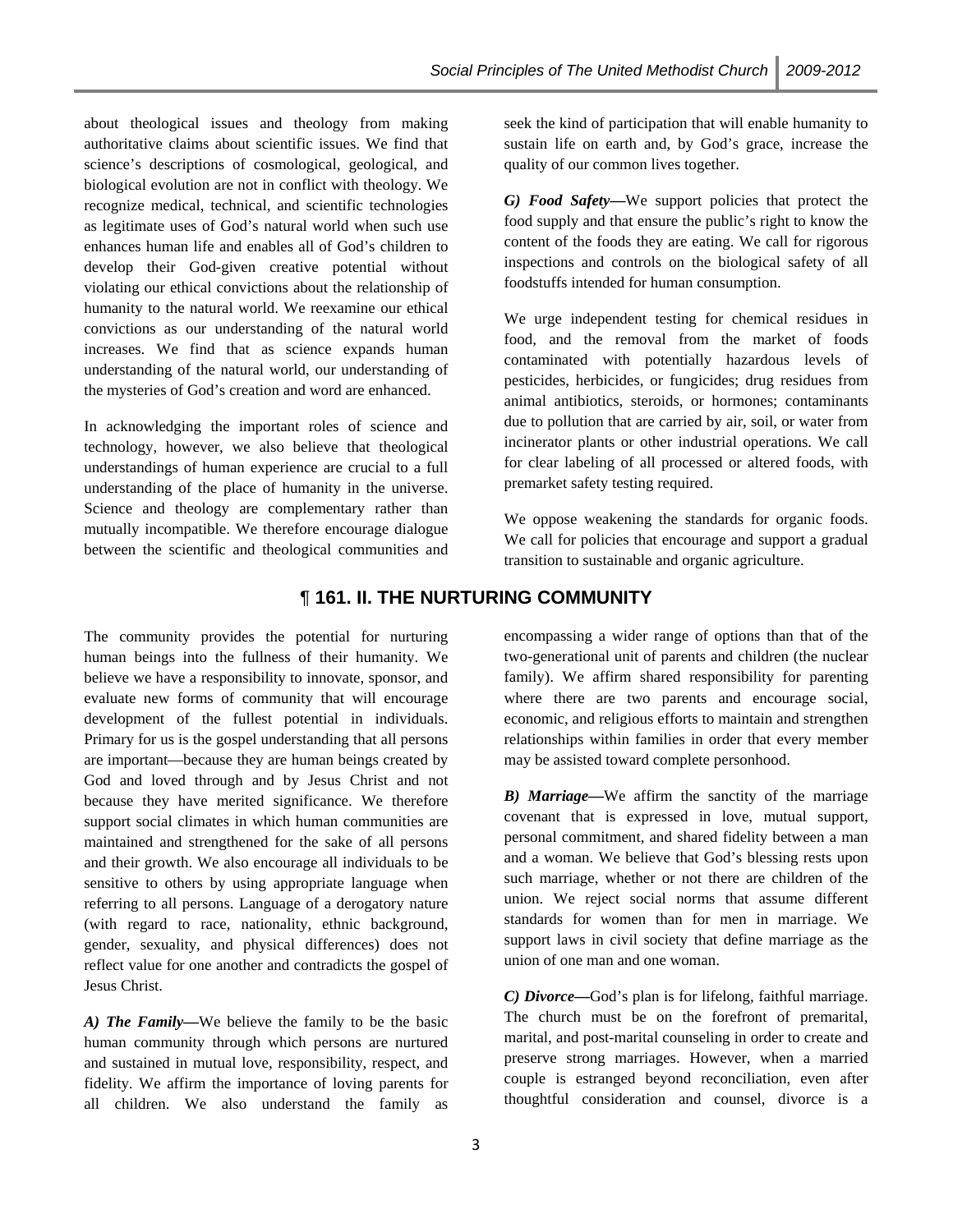about theological issues and theology from making authoritative claims about scientific issues. We find that science's descriptions of cosmological, geological, and biological evolution are not in conflict with theology. We recognize medical, technical, and scientific technologies as legitimate uses of God's natural world when such use enhances human life and enables all of God's children to develop their God-given creative potential without violating our ethical convictions about the relationship of humanity to the natural world. We reexamine our ethical convictions as our understanding of the natural world increases. We find that as science expands human understanding of the natural world, our understanding of the mysteries of God's creation and word are enhanced.

In acknowledging the important roles of science and technology, however, we also believe that theological understandings of human experience are crucial to a full understanding of the place of humanity in the universe. Science and theology are complementary rather than mutually incompatible. We therefore encourage dialogue between the scientific and theological communities and seek the kind of participation that will enable humanity to sustain life on earth and, by God's grace, increase the quality of our common lives together.

***G) Food Safety—***We support policies that protect the food supply and that ensure the public's right to know the content of the foods they are eating. We call for rigorous inspections and controls on the biological safety of all foodstuffs intended for human consumption.

We urge independent testing for chemical residues in food, and the removal from the market of foods contaminated with potentially hazardous levels of pesticides, herbicides, or fungicides; drug residues from animal antibiotics, steroids, or hormones; contaminants due to pollution that are carried by air, soil, or water from incinerator plants or other industrial operations. We call for clear labeling of all processed or altered foods, with premarket safety testing required.

We oppose weakening the standards for organic foods. We call for policies that encourage and support a gradual transition to sustainable and organic agriculture.

## ¶ 161. II. THE NURTURING COMMUNITY

The community provides the potential for nurturing human beings into the fullness of their humanity. We believe we have a responsibility to innovate, sponsor, and evaluate new forms of community that will encourage development of the fullest potential in individuals. Primary for us is the gospel understanding that all persons are important—because they are human beings created by God and loved through and by Jesus Christ and not because they have merited significance. We therefore support social climates in which human communities are maintained and strengthened for the sake of all persons and their growth. We also encourage all individuals to be sensitive to others by using appropriate language when referring to all persons. Language of a derogatory nature (with regard to race, nationality, ethnic background, gender, sexuality, and physical differences) does not reflect value for one another and contradicts the gospel of Jesus Christ.

***A) The Family—***We believe the family to be the basic human community through which persons are nurtured and sustained in mutual love, responsibility, respect, and fidelity. We affirm the importance of loving parents for all children. We also understand the family as encompassing a wider range of options than that of the two-generational unit of parents and children (the nuclear family). We affirm shared responsibility for parenting where there are two parents and encourage social, economic, and religious efforts to maintain and strengthen relationships within families in order that every member may be assisted toward complete personhood.

***B) Marriage—***We affirm the sanctity of the marriage covenant that is expressed in love, mutual support, personal commitment, and shared fidelity between a man and a woman. We believe that God's blessing rests upon such marriage, whether or not there are children of the union. We reject social norms that assume different standards for women than for men in marriage. We support laws in civil society that define marriage as the union of one man and one woman.

***C) Divorce—***God's plan is for lifelong, faithful marriage. The church must be on the forefront of premarital, marital, and post-marital counseling in order to create and preserve strong marriages. However, when a married couple is estranged beyond reconciliation, even after thoughtful consideration and counsel, divorce is a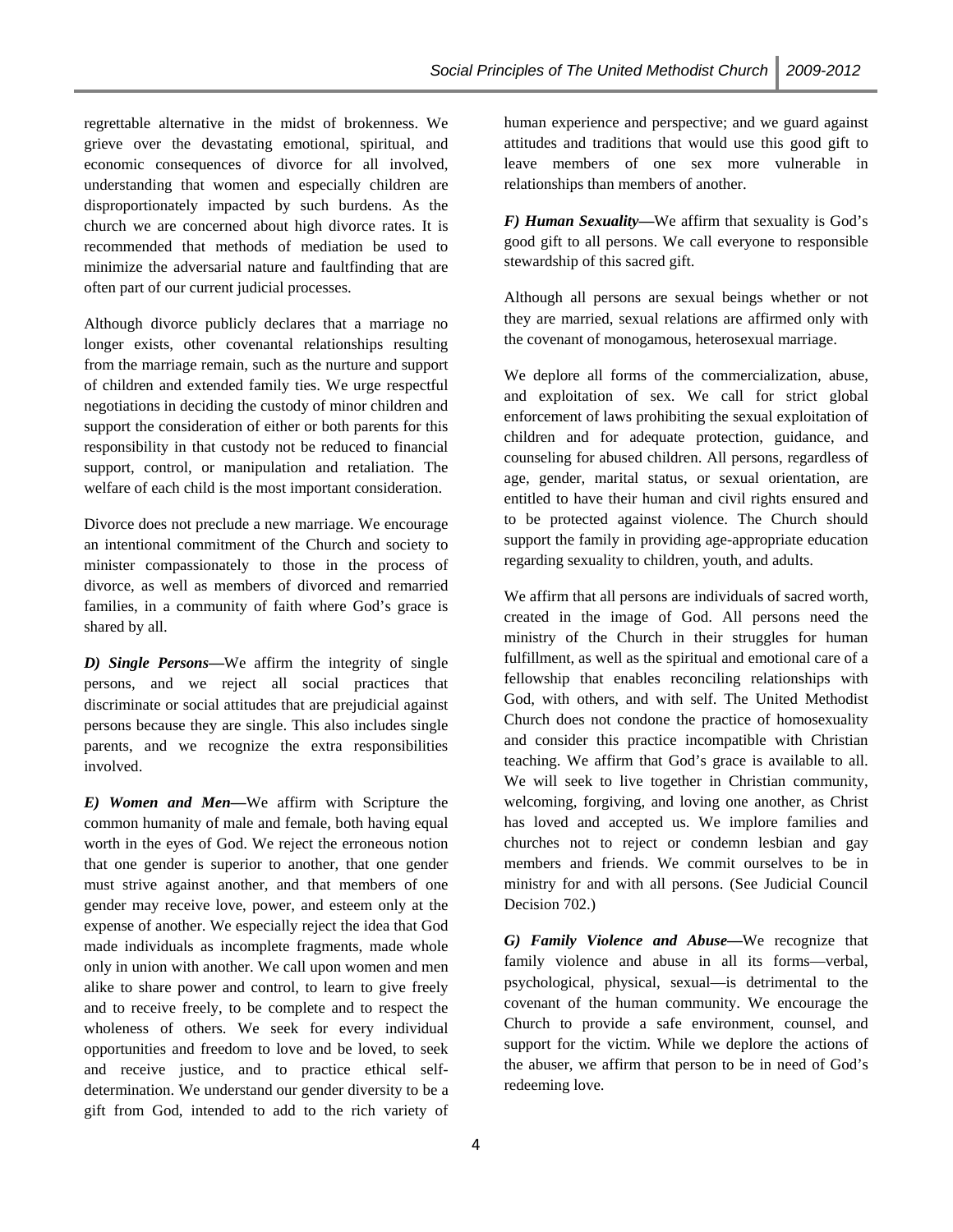regrettable alternative in the midst of brokenness. We grieve over the devastating emotional, spiritual, and economic consequences of divorce for all involved, understanding that women and especially children are disproportionately impacted by such burdens. As the church we are concerned about high divorce rates. It is recommended that methods of mediation be used to minimize the adversarial nature and faultfinding that are often part of our current judicial processes.

Although divorce publicly declares that a marriage no longer exists, other covenantal relationships resulting from the marriage remain, such as the nurture and support of children and extended family ties. We urge respectful negotiations in deciding the custody of minor children and support the consideration of either or both parents for this responsibility in that custody not be reduced to financial support, control, or manipulation and retaliation. The welfare of each child is the most important consideration.

Divorce does not preclude a new marriage. We encourage an intentional commitment of the Church and society to minister compassionately to those in the process of divorce, as well as members of divorced and remarried families, in a community of faith where God's grace is shared by all.

***D) Single Persons—***We affirm the integrity of single persons, and we reject all social practices that discriminate or social attitudes that are prejudicial against persons because they are single. This also includes single parents, and we recognize the extra responsibilities involved.

***E) Women and Men—***We affirm with Scripture the common humanity of male and female, both having equal worth in the eyes of God. We reject the erroneous notion that one gender is superior to another, that one gender must strive against another, and that members of one gender may receive love, power, and esteem only at the expense of another. We especially reject the idea that God made individuals as incomplete fragments, made whole only in union with another. We call upon women and men alike to share power and control, to learn to give freely and to receive freely, to be complete and to respect the wholeness of others. We seek for every individual opportunities and freedom to love and be loved, to seek and receive justice, and to practice ethical self-determination. We understand our gender diversity to be a gift from God, intended to add to the rich variety of human experience and perspective; and we guard against attitudes and traditions that would use this good gift to leave members of one sex more vulnerable in relationships than members of another.

***F) Human Sexuality—***We affirm that sexuality is God's good gift to all persons. We call everyone to responsible stewardship of this sacred gift.

Although all persons are sexual beings whether or not they are married, sexual relations are affirmed only with the covenant of monogamous, heterosexual marriage.

We deplore all forms of the commercialization, abuse, and exploitation of sex. We call for strict global enforcement of laws prohibiting the sexual exploitation of children and for adequate protection, guidance, and counseling for abused children. All persons, regardless of age, gender, marital status, or sexual orientation, are entitled to have their human and civil rights ensured and to be protected against violence. The Church should support the family in providing age-appropriate education regarding sexuality to children, youth, and adults.

We affirm that all persons are individuals of sacred worth, created in the image of God. All persons need the ministry of the Church in their struggles for human fulfillment, as well as the spiritual and emotional care of a fellowship that enables reconciling relationships with God, with others, and with self. The United Methodist Church does not condone the practice of homosexuality and consider this practice incompatible with Christian teaching. We affirm that God's grace is available to all. We will seek to live together in Christian community, welcoming, forgiving, and loving one another, as Christ has loved and accepted us. We implore families and churches not to reject or condemn lesbian and gay members and friends. We commit ourselves to be in ministry for and with all persons. (See Judicial Council Decision 702.)

***G) Family Violence and Abuse—***We recognize that family violence and abuse in all its forms—verbal, psychological, physical, sexual—is detrimental to the covenant of the human community. We encourage the Church to provide a safe environment, counsel, and support for the victim. While we deplore the actions of the abuser, we affirm that person to be in need of God's redeeming love.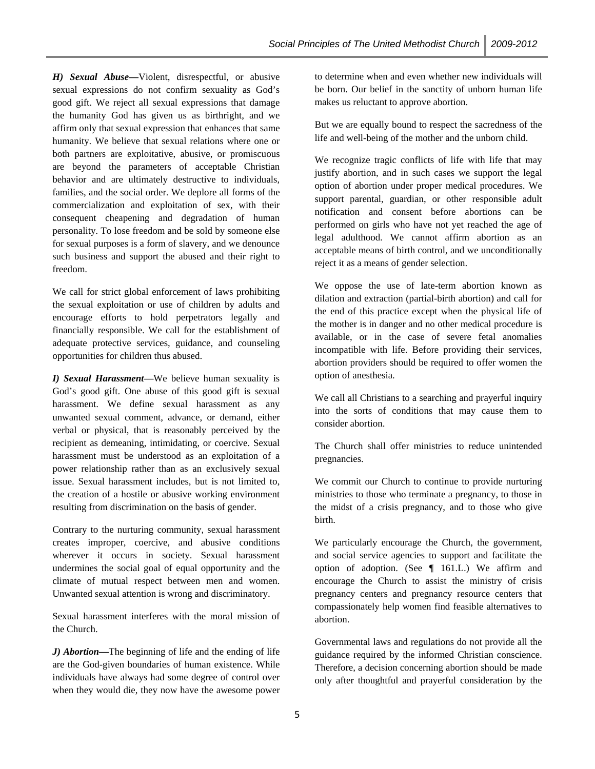***H) Sexual Abuse—***Violent, disrespectful, or abusive sexual expressions do not confirm sexuality as God's good gift. We reject all sexual expressions that damage the humanity God has given us as birthright, and we affirm only that sexual expression that enhances that same humanity. We believe that sexual relations where one or both partners are exploitative, abusive, or promiscuous are beyond the parameters of acceptable Christian behavior and are ultimately destructive to individuals, families, and the social order. We deplore all forms of the commercialization and exploitation of sex, with their consequent cheapening and degradation of human personality. To lose freedom and be sold by someone else for sexual purposes is a form of slavery, and we denounce such business and support the abused and their right to freedom.

We call for strict global enforcement of laws prohibiting the sexual exploitation or use of children by adults and encourage efforts to hold perpetrators legally and financially responsible. We call for the establishment of adequate protective services, guidance, and counseling opportunities for children thus abused.

***I) Sexual Harassment—***We believe human sexuality is God's good gift. One abuse of this good gift is sexual harassment. We define sexual harassment as any unwanted sexual comment, advance, or demand, either verbal or physical, that is reasonably perceived by the recipient as demeaning, intimidating, or coercive. Sexual harassment must be understood as an exploitation of a power relationship rather than as an exclusively sexual issue. Sexual harassment includes, but is not limited to, the creation of a hostile or abusive working environment resulting from discrimination on the basis of gender.

Contrary to the nurturing community, sexual harassment creates improper, coercive, and abusive conditions wherever it occurs in society. Sexual harassment undermines the social goal of equal opportunity and the climate of mutual respect between men and women. Unwanted sexual attention is wrong and discriminatory.

Sexual harassment interferes with the moral mission of the Church.

***J) Abortion—***The beginning of life and the ending of life are the God-given boundaries of human existence. While individuals have always had some degree of control over when they would die, they now have the awesome power to determine when and even whether new individuals will be born. Our belief in the sanctity of unborn human life makes us reluctant to approve abortion.

But we are equally bound to respect the sacredness of the life and well-being of the mother and the unborn child.

We recognize tragic conflicts of life with life that may justify abortion, and in such cases we support the legal option of abortion under proper medical procedures. We support parental, guardian, or other responsible adult notification and consent before abortions can be performed on girls who have not yet reached the age of legal adulthood. We cannot affirm abortion as an acceptable means of birth control, and we unconditionally reject it as a means of gender selection.

We oppose the use of late-term abortion known as dilation and extraction (partial-birth abortion) and call for the end of this practice except when the physical life of the mother is in danger and no other medical procedure is available, or in the case of severe fetal anomalies incompatible with life. Before providing their services, abortion providers should be required to offer women the option of anesthesia.

We call all Christians to a searching and prayerful inquiry into the sorts of conditions that may cause them to consider abortion.

The Church shall offer ministries to reduce unintended pregnancies.

We commit our Church to continue to provide nurturing ministries to those who terminate a pregnancy, to those in the midst of a crisis pregnancy, and to those who give birth.

We particularly encourage the Church, the government, and social service agencies to support and facilitate the option of adoption. (See ¶ 161.L.) We affirm and encourage the Church to assist the ministry of crisis pregnancy centers and pregnancy resource centers that compassionately help women find feasible alternatives to abortion.

Governmental laws and regulations do not provide all the guidance required by the informed Christian conscience. Therefore, a decision concerning abortion should be made only after thoughtful and prayerful consideration by the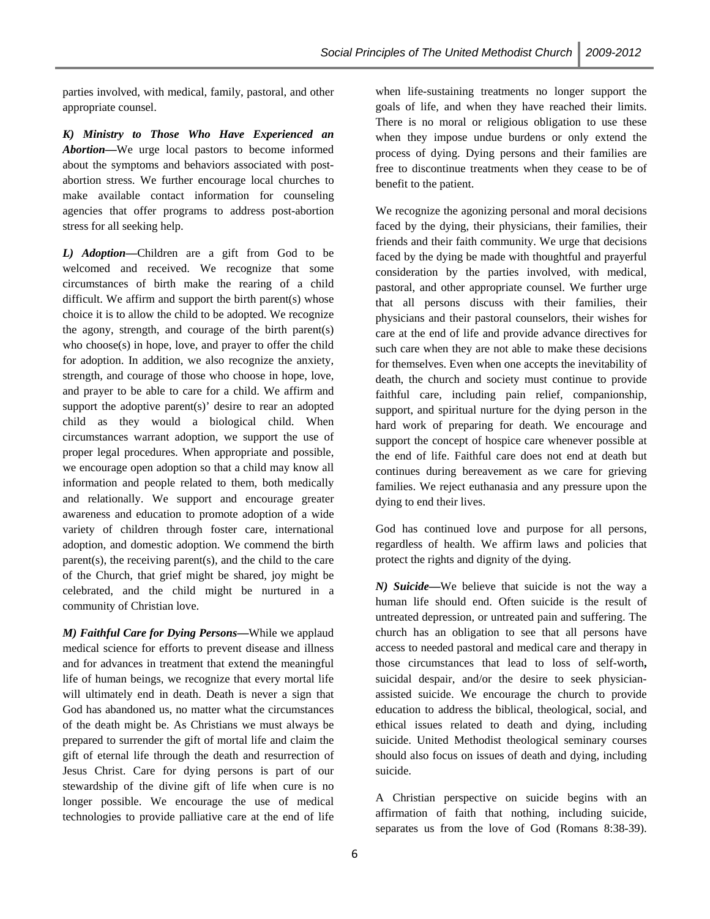parties involved, with medical, family, pastoral, and other appropriate counsel.

***K) Ministry to Those Who Have Experienced an Abortion*****—**We urge local pastors to become informed about the symptoms and behaviors associated with post-abortion stress. We further encourage local churches to make available contact information for counseling agencies that offer programs to address post-abortion stress for all seeking help.

***L) Adoption*****—**Children are a gift from God to be welcomed and received. We recognize that some circumstances of birth make the rearing of a child difficult. We affirm and support the birth parent(s) whose choice it is to allow the child to be adopted. We recognize the agony, strength, and courage of the birth parent(s) who choose(s) in hope, love, and prayer to offer the child for adoption. In addition, we also recognize the anxiety, strength, and courage of those who choose in hope, love, and prayer to be able to care for a child. We affirm and support the adoptive parent(s)' desire to rear an adopted child as they would a biological child. When circumstances warrant adoption, we support the use of proper legal procedures. When appropriate and possible, we encourage open adoption so that a child may know all information and people related to them, both medically and relationally. We support and encourage greater awareness and education to promote adoption of a wide variety of children through foster care, international adoption, and domestic adoption. We commend the birth parent(s), the receiving parent(s), and the child to the care of the Church, that grief might be shared, joy might be celebrated, and the child might be nurtured in a community of Christian love.

***M) Faithful Care for Dying Persons*****—**While we applaud medical science for efforts to prevent disease and illness and for advances in treatment that extend the meaningful life of human beings, we recognize that every mortal life will ultimately end in death. Death is never a sign that God has abandoned us, no matter what the circumstances of the death might be. As Christians we must always be prepared to surrender the gift of mortal life and claim the gift of eternal life through the death and resurrection of Jesus Christ. Care for dying persons is part of our stewardship of the divine gift of life when cure is no longer possible. We encourage the use of medical technologies to provide palliative care at the end of life when life-sustaining treatments no longer support the goals of life, and when they have reached their limits. There is no moral or religious obligation to use these when they impose undue burdens or only extend the process of dying. Dying persons and their families are free to discontinue treatments when they cease to be of benefit to the patient.

We recognize the agonizing personal and moral decisions faced by the dying, their physicians, their families, their friends and their faith community. We urge that decisions faced by the dying be made with thoughtful and prayerful consideration by the parties involved, with medical, pastoral, and other appropriate counsel. We further urge that all persons discuss with their families, their physicians and their pastoral counselors, their wishes for care at the end of life and provide advance directives for such care when they are not able to make these decisions for themselves. Even when one accepts the inevitability of death, the church and society must continue to provide faithful care, including pain relief, companionship, support, and spiritual nurture for the dying person in the hard work of preparing for death. We encourage and support the concept of hospice care whenever possible at the end of life. Faithful care does not end at death but continues during bereavement as we care for grieving families. We reject euthanasia and any pressure upon the dying to end their lives.

God has continued love and purpose for all persons, regardless of health. We affirm laws and policies that protect the rights and dignity of the dying.

***N) Suicide*****—**We believe that suicide is not the way a human life should end. Often suicide is the result of untreated depression, or untreated pain and suffering. The church has an obligation to see that all persons have access to needed pastoral and medical care and therapy in those circumstances that lead to loss of self-worth**,** suicidal despair, and/or the desire to seek physician-assisted suicide. We encourage the church to provide education to address the biblical, theological, social, and ethical issues related to death and dying, including suicide. United Methodist theological seminary courses should also focus on issues of death and dying, including suicide.

A Christian perspective on suicide begins with an affirmation of faith that nothing, including suicide, separates us from the love of God (Romans 8:38-39).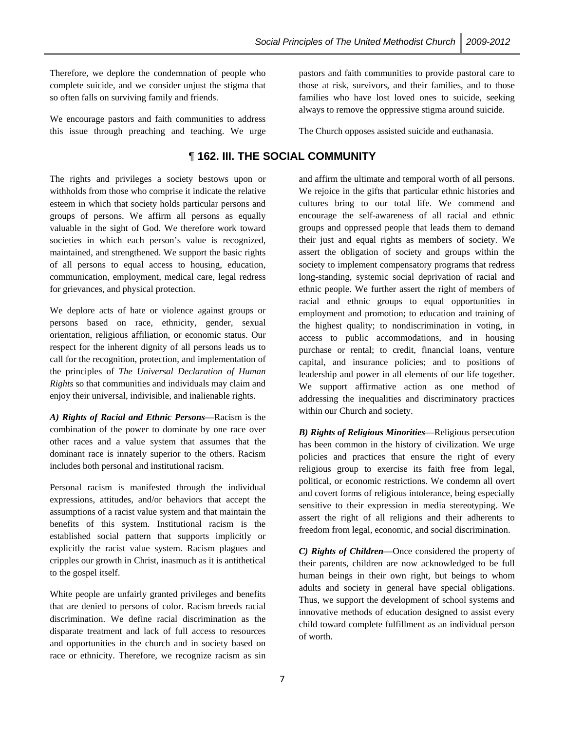Therefore, we deplore the condemnation of people who complete suicide, and we consider unjust the stigma that so often falls on surviving family and friends.

We encourage pastors and faith communities to address this issue through preaching and teaching. We urge pastors and faith communities to provide pastoral care to those at risk, survivors, and their families, and to those families who have lost loved ones to suicide, seeking always to remove the oppressive stigma around suicide.

The Church opposes assisted suicide and euthanasia.

## ¶ 162. III. THE SOCIAL COMMUNITY

The rights and privileges a society bestows upon or withholds from those who comprise it indicate the relative esteem in which that society holds particular persons and groups of persons. We affirm all persons as equally valuable in the sight of God. We therefore work toward societies in which each person's value is recognized, maintained, and strengthened. We support the basic rights of all persons to equal access to housing, education, communication, employment, medical care, legal redress for grievances, and physical protection.

We deplore acts of hate or violence against groups or persons based on race, ethnicity, gender, sexual orientation, religious affiliation, or economic status. Our respect for the inherent dignity of all persons leads us to call for the recognition, protection, and implementation of the principles of *The Universal Declaration of Human Rights* so that communities and individuals may claim and enjoy their universal, indivisible, and inalienable rights.

***A) Rights of Racial and Ethnic Persons—***Racism is the combination of the power to dominate by one race over other races and a value system that assumes that the dominant race is innately superior to the others. Racism includes both personal and institutional racism.

Personal racism is manifested through the individual expressions, attitudes, and/or behaviors that accept the assumptions of a racist value system and that maintain the benefits of this system. Institutional racism is the established social pattern that supports implicitly or explicitly the racist value system. Racism plagues and cripples our growth in Christ, inasmuch as it is antithetical to the gospel itself.

White people are unfairly granted privileges and benefits that are denied to persons of color. Racism breeds racial discrimination. We define racial discrimination as the disparate treatment and lack of full access to resources and opportunities in the church and in society based on race or ethnicity. Therefore, we recognize racism as sin and affirm the ultimate and temporal worth of all persons. We rejoice in the gifts that particular ethnic histories and cultures bring to our total life. We commend and encourage the self-awareness of all racial and ethnic groups and oppressed people that leads them to demand their just and equal rights as members of society. We assert the obligation of society and groups within the society to implement compensatory programs that redress long-standing, systemic social deprivation of racial and ethnic people. We further assert the right of members of racial and ethnic groups to equal opportunities in employment and promotion; to education and training of the highest quality; to nondiscrimination in voting, in access to public accommodations, and in housing purchase or rental; to credit, financial loans, venture capital, and insurance policies; and to positions of leadership and power in all elements of our life together. We support affirmative action as one method of addressing the inequalities and discriminatory practices within our Church and society.

***B) Rights of Religious Minorities—***Religious persecution has been common in the history of civilization. We urge policies and practices that ensure the right of every religious group to exercise its faith free from legal, political, or economic restrictions. We condemn all overt and covert forms of religious intolerance, being especially sensitive to their expression in media stereotyping. We assert the right of all religions and their adherents to freedom from legal, economic, and social discrimination.

***C) Rights of Children—***Once considered the property of their parents, children are now acknowledged to be full human beings in their own right, but beings to whom adults and society in general have special obligations. Thus, we support the development of school systems and innovative methods of education designed to assist every child toward complete fulfillment as an individual person of worth.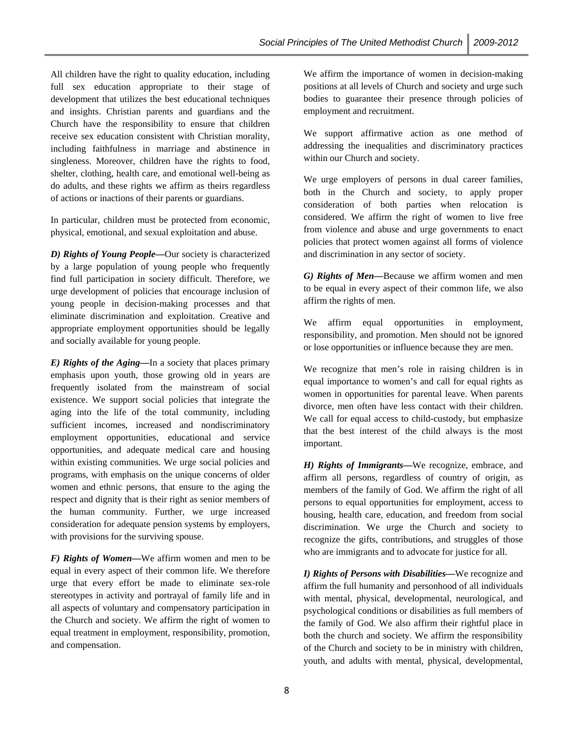All children have the right to quality education, including full sex education appropriate to their stage of development that utilizes the best educational techniques and insights. Christian parents and guardians and the Church have the responsibility to ensure that children receive sex education consistent with Christian morality, including faithfulness in marriage and abstinence in singleness. Moreover, children have the rights to food, shelter, clothing, health care, and emotional well-being as do adults, and these rights we affirm as theirs regardless of actions or inactions of their parents or guardians.

In particular, children must be protected from economic, physical, emotional, and sexual exploitation and abuse.

***D) Rights of Young People—***Our society is characterized by a large population of young people who frequently find full participation in society difficult. Therefore, we urge development of policies that encourage inclusion of young people in decision-making processes and that eliminate discrimination and exploitation. Creative and appropriate employment opportunities should be legally and socially available for young people.

***E) Rights of the Aging—***In a society that places primary emphasis upon youth, those growing old in years are frequently isolated from the mainstream of social existence. We support social policies that integrate the aging into the life of the total community, including sufficient incomes, increased and nondiscriminatory employment opportunities, educational and service opportunities, and adequate medical care and housing within existing communities. We urge social policies and programs, with emphasis on the unique concerns of older women and ethnic persons, that ensure to the aging the respect and dignity that is their right as senior members of the human community. Further, we urge increased consideration for adequate pension systems by employers, with provisions for the surviving spouse.

***F) Rights of Women—***We affirm women and men to be equal in every aspect of their common life. We therefore urge that every effort be made to eliminate sex-role stereotypes in activity and portrayal of family life and in all aspects of voluntary and compensatory participation in the Church and society. We affirm the right of women to equal treatment in employment, responsibility, promotion, and compensation.

We affirm the importance of women in decision-making positions at all levels of Church and society and urge such bodies to guarantee their presence through policies of employment and recruitment.

We support affirmative action as one method of addressing the inequalities and discriminatory practices within our Church and society.

We urge employers of persons in dual career families, both in the Church and society, to apply proper consideration of both parties when relocation is considered. We affirm the right of women to live free from violence and abuse and urge governments to enact policies that protect women against all forms of violence and discrimination in any sector of society.

***G) Rights of Men—***Because we affirm women and men to be equal in every aspect of their common life, we also affirm the rights of men.

We affirm equal opportunities in employment, responsibility, and promotion. Men should not be ignored or lose opportunities or influence because they are men.

We recognize that men's role in raising children is in equal importance to women's and call for equal rights as women in opportunities for parental leave. When parents divorce, men often have less contact with their children. We call for equal access to child-custody, but emphasize that the best interest of the child always is the most important.

***H) Rights of Immigrants—***We recognize, embrace, and affirm all persons, regardless of country of origin, as members of the family of God. We affirm the right of all persons to equal opportunities for employment, access to housing, health care, education, and freedom from social discrimination. We urge the Church and society to recognize the gifts, contributions, and struggles of those who are immigrants and to advocate for justice for all.

***I) Rights of Persons with Disabilities—***We recognize and affirm the full humanity and personhood of all individuals with mental, physical, developmental, neurological, and psychological conditions or disabilities as full members of the family of God. We also affirm their rightful place in both the church and society. We affirm the responsibility of the Church and society to be in ministry with children, youth, and adults with mental, physical, developmental,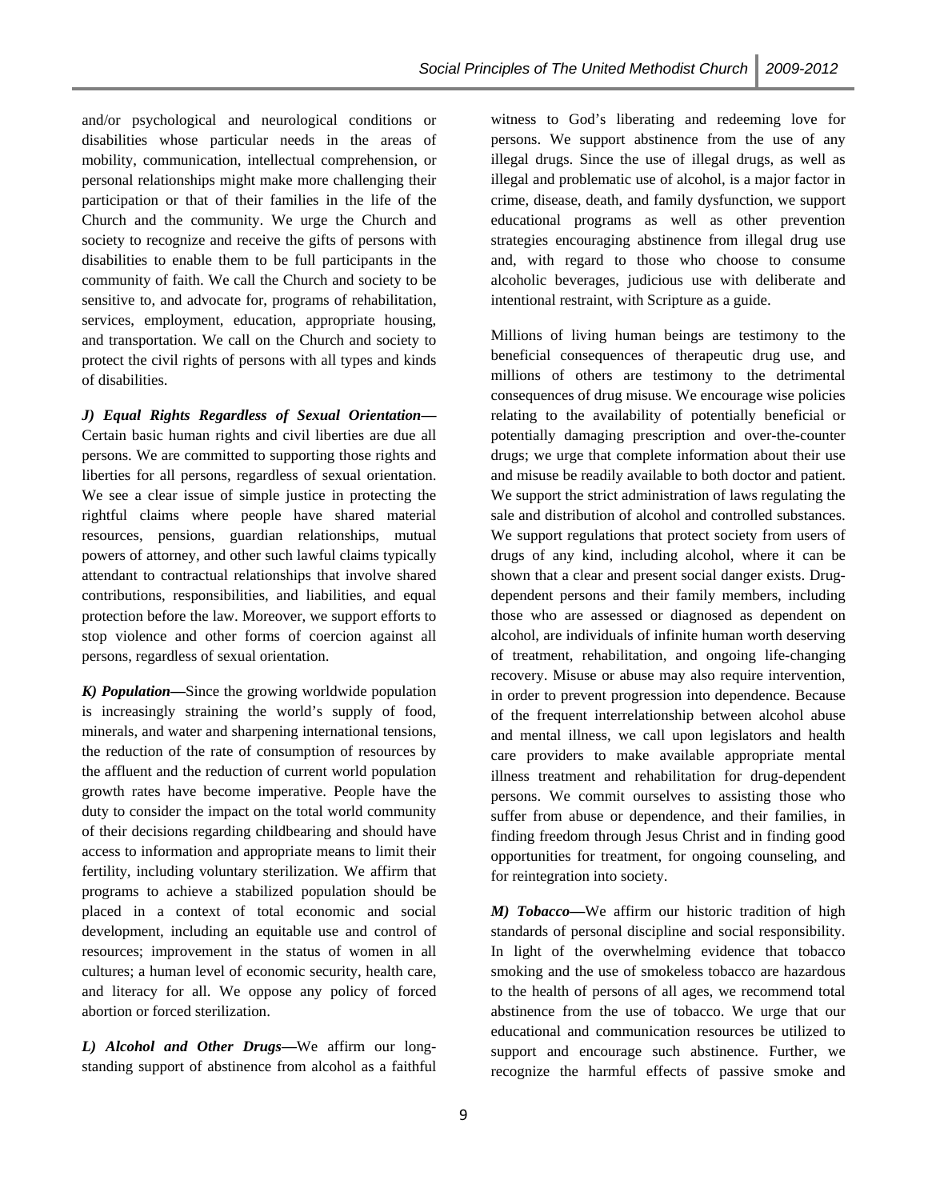and/or psychological and neurological conditions or disabilities whose particular needs in the areas of mobility, communication, intellectual comprehension, or personal relationships might make more challenging their participation or that of their families in the life of the Church and the community. We urge the Church and society to recognize and receive the gifts of persons with disabilities to enable them to be full participants in the community of faith. We call the Church and society to be sensitive to, and advocate for, programs of rehabilitation, services, employment, education, appropriate housing, and transportation. We call on the Church and society to protect the civil rights of persons with all types and kinds of disabilities.

***J) Equal Rights Regardless of Sexual Orientation—*** Certain basic human rights and civil liberties are due all persons. We are committed to supporting those rights and liberties for all persons, regardless of sexual orientation. We see a clear issue of simple justice in protecting the rightful claims where people have shared material resources, pensions, guardian relationships, mutual powers of attorney, and other such lawful claims typically attendant to contractual relationships that involve shared contributions, responsibilities, and liabilities, and equal protection before the law. Moreover, we support efforts to stop violence and other forms of coercion against all persons, regardless of sexual orientation.

***K) Population—***Since the growing worldwide population is increasingly straining the world's supply of food, minerals, and water and sharpening international tensions, the reduction of the rate of consumption of resources by the affluent and the reduction of current world population growth rates have become imperative. People have the duty to consider the impact on the total world community of their decisions regarding childbearing and should have access to information and appropriate means to limit their fertility, including voluntary sterilization. We affirm that programs to achieve a stabilized population should be placed in a context of total economic and social development, including an equitable use and control of resources; improvement in the status of women in all cultures; a human level of economic security, health care, and literacy for all. We oppose any policy of forced abortion or forced sterilization.

***L) Alcohol and Other Drugs—***We affirm our long-standing support of abstinence from alcohol as a faithful witness to God's liberating and redeeming love for persons. We support abstinence from the use of any illegal drugs. Since the use of illegal drugs, as well as illegal and problematic use of alcohol, is a major factor in crime, disease, death, and family dysfunction, we support educational programs as well as other prevention strategies encouraging abstinence from illegal drug use and, with regard to those who choose to consume alcoholic beverages, judicious use with deliberate and intentional restraint, with Scripture as a guide.

Millions of living human beings are testimony to the beneficial consequences of therapeutic drug use, and millions of others are testimony to the detrimental consequences of drug misuse. We encourage wise policies relating to the availability of potentially beneficial or potentially damaging prescription and over-the-counter drugs; we urge that complete information about their use and misuse be readily available to both doctor and patient. We support the strict administration of laws regulating the sale and distribution of alcohol and controlled substances. We support regulations that protect society from users of drugs of any kind, including alcohol, where it can be shown that a clear and present social danger exists. Drug-dependent persons and their family members, including those who are assessed or diagnosed as dependent on alcohol, are individuals of infinite human worth deserving of treatment, rehabilitation, and ongoing life-changing recovery. Misuse or abuse may also require intervention, in order to prevent progression into dependence. Because of the frequent interrelationship between alcohol abuse and mental illness, we call upon legislators and health care providers to make available appropriate mental illness treatment and rehabilitation for drug-dependent persons. We commit ourselves to assisting those who suffer from abuse or dependence, and their families, in finding freedom through Jesus Christ and in finding good opportunities for treatment, for ongoing counseling, and for reintegration into society.

***M) Tobacco—***We affirm our historic tradition of high standards of personal discipline and social responsibility. In light of the overwhelming evidence that tobacco smoking and the use of smokeless tobacco are hazardous to the health of persons of all ages, we recommend total abstinence from the use of tobacco. We urge that our educational and communication resources be utilized to support and encourage such abstinence. Further, we recognize the harmful effects of passive smoke and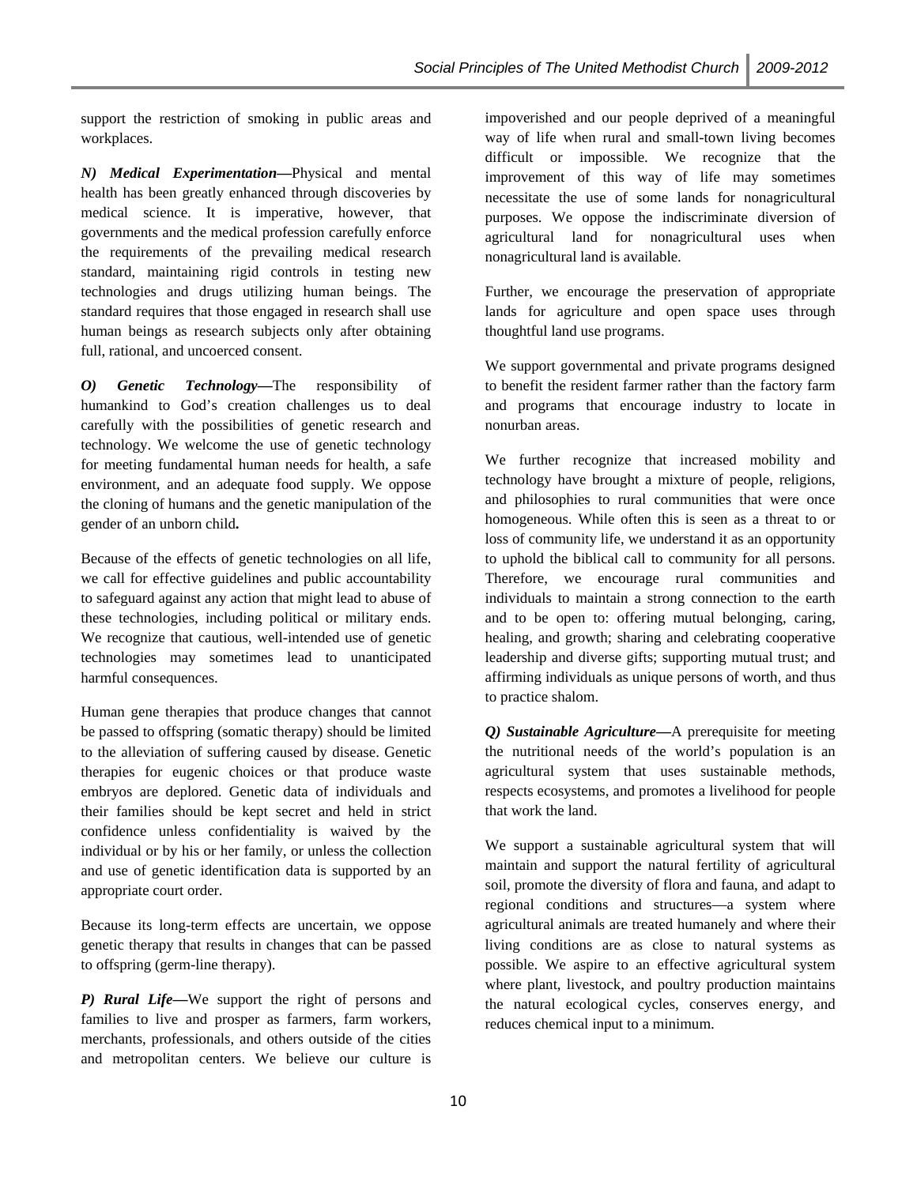support the restriction of smoking in public areas and workplaces.

***N) Medical Experimentation—***Physical and mental health has been greatly enhanced through discoveries by medical science. It is imperative, however, that governments and the medical profession carefully enforce the requirements of the prevailing medical research standard, maintaining rigid controls in testing new technologies and drugs utilizing human beings. The standard requires that those engaged in research shall use human beings as research subjects only after obtaining full, rational, and uncoerced consent.

***O) Genetic Technology—***The responsibility of humankind to God's creation challenges us to deal carefully with the possibilities of genetic research and technology. We welcome the use of genetic technology for meeting fundamental human needs for health, a safe environment, and an adequate food supply. We oppose the cloning of humans and the genetic manipulation of the gender of an unborn child**.**

Because of the effects of genetic technologies on all life, we call for effective guidelines and public accountability to safeguard against any action that might lead to abuse of these technologies, including political or military ends. We recognize that cautious, well-intended use of genetic technologies may sometimes lead to unanticipated harmful consequences.

Human gene therapies that produce changes that cannot be passed to offspring (somatic therapy) should be limited to the alleviation of suffering caused by disease. Genetic therapies for eugenic choices or that produce waste embryos are deplored. Genetic data of individuals and their families should be kept secret and held in strict confidence unless confidentiality is waived by the individual or by his or her family, or unless the collection and use of genetic identification data is supported by an appropriate court order.

Because its long-term effects are uncertain, we oppose genetic therapy that results in changes that can be passed to offspring (germ-line therapy).

***P) Rural Life—***We support the right of persons and families to live and prosper as farmers, farm workers, merchants, professionals, and others outside of the cities and metropolitan centers. We believe our culture is impoverished and our people deprived of a meaningful way of life when rural and small-town living becomes difficult or impossible. We recognize that the improvement of this way of life may sometimes necessitate the use of some lands for nonagricultural purposes. We oppose the indiscriminate diversion of agricultural land for nonagricultural uses when nonagricultural land is available.

Further, we encourage the preservation of appropriate lands for agriculture and open space uses through thoughtful land use programs.

We support governmental and private programs designed to benefit the resident farmer rather than the factory farm and programs that encourage industry to locate in nonurban areas.

We further recognize that increased mobility and technology have brought a mixture of people, religions, and philosophies to rural communities that were once homogeneous. While often this is seen as a threat to or loss of community life, we understand it as an opportunity to uphold the biblical call to community for all persons. Therefore, we encourage rural communities and individuals to maintain a strong connection to the earth and to be open to: offering mutual belonging, caring, healing, and growth; sharing and celebrating cooperative leadership and diverse gifts; supporting mutual trust; and affirming individuals as unique persons of worth, and thus to practice shalom.

***Q) Sustainable Agriculture—***A prerequisite for meeting the nutritional needs of the world's population is an agricultural system that uses sustainable methods, respects ecosystems, and promotes a livelihood for people that work the land.

We support a sustainable agricultural system that will maintain and support the natural fertility of agricultural soil, promote the diversity of flora and fauna, and adapt to regional conditions and structures—a system where agricultural animals are treated humanely and where their living conditions are as close to natural systems as possible. We aspire to an effective agricultural system where plant, livestock, and poultry production maintains the natural ecological cycles, conserves energy, and reduces chemical input to a minimum.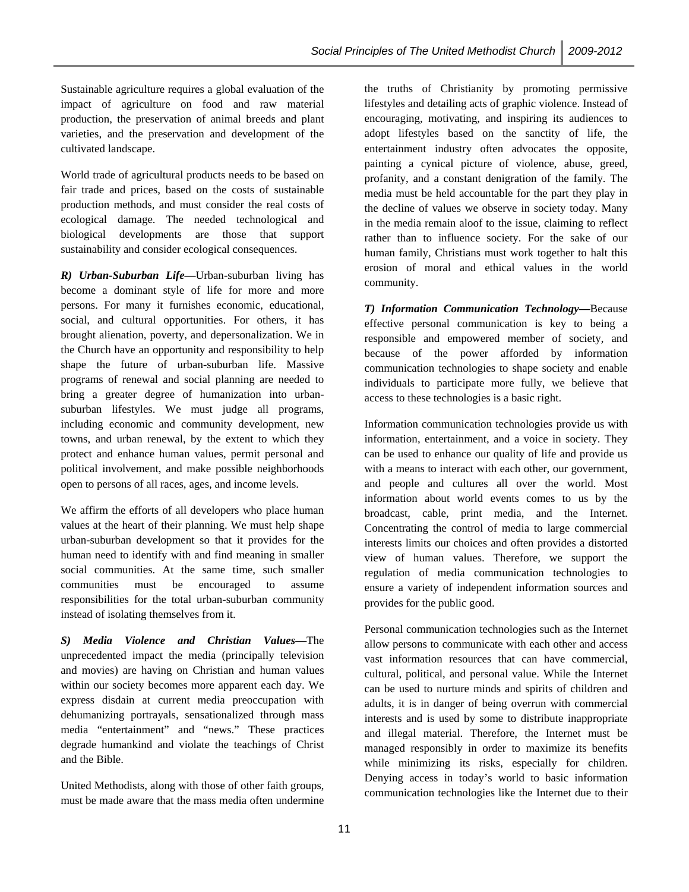Sustainable agriculture requires a global evaluation of the impact of agriculture on food and raw material production, the preservation of animal breeds and plant varieties, and the preservation and development of the cultivated landscape.

World trade of agricultural products needs to be based on fair trade and prices, based on the costs of sustainable production methods, and must consider the real costs of ecological damage. The needed technological and biological developments are those that support sustainability and consider ecological consequences.

***R) Urban-Suburban Life—***Urban-suburban living has become a dominant style of life for more and more persons. For many it furnishes economic, educational, social, and cultural opportunities. For others, it has brought alienation, poverty, and depersonalization. We in the Church have an opportunity and responsibility to help shape the future of urban-suburban life. Massive programs of renewal and social planning are needed to bring a greater degree of humanization into urban-suburban lifestyles. We must judge all programs, including economic and community development, new towns, and urban renewal, by the extent to which they protect and enhance human values, permit personal and political involvement, and make possible neighborhoods open to persons of all races, ages, and income levels.

We affirm the efforts of all developers who place human values at the heart of their planning. We must help shape urban-suburban development so that it provides for the human need to identify with and find meaning in smaller social communities. At the same time, such smaller communities must be encouraged to assume responsibilities for the total urban-suburban community instead of isolating themselves from it.

***S) Media Violence and Christian Values—***The unprecedented impact the media (principally television and movies) are having on Christian and human values within our society becomes more apparent each day. We express disdain at current media preoccupation with dehumanizing portrayals, sensationalized through mass media "entertainment" and "news." These practices degrade humankind and violate the teachings of Christ and the Bible.

United Methodists, along with those of other faith groups, must be made aware that the mass media often undermine the truths of Christianity by promoting permissive lifestyles and detailing acts of graphic violence. Instead of encouraging, motivating, and inspiring its audiences to adopt lifestyles based on the sanctity of life, the entertainment industry often advocates the opposite, painting a cynical picture of violence, abuse, greed, profanity, and a constant denigration of the family. The media must be held accountable for the part they play in the decline of values we observe in society today. Many in the media remain aloof to the issue, claiming to reflect rather than to influence society. For the sake of our human family, Christians must work together to halt this erosion of moral and ethical values in the world community.

***T) Information Communication Technology—***Because effective personal communication is key to being a responsible and empowered member of society, and because of the power afforded by information communication technologies to shape society and enable individuals to participate more fully, we believe that access to these technologies is a basic right.

Information communication technologies provide us with information, entertainment, and a voice in society. They can be used to enhance our quality of life and provide us with a means to interact with each other, our government, and people and cultures all over the world. Most information about world events comes to us by the broadcast, cable, print media, and the Internet. Concentrating the control of media to large commercial interests limits our choices and often provides a distorted view of human values. Therefore, we support the regulation of media communication technologies to ensure a variety of independent information sources and provides for the public good.

Personal communication technologies such as the Internet allow persons to communicate with each other and access vast information resources that can have commercial, cultural, political, and personal value. While the Internet can be used to nurture minds and spirits of children and adults, it is in danger of being overrun with commercial interests and is used by some to distribute inappropriate and illegal material. Therefore, the Internet must be managed responsibly in order to maximize its benefits while minimizing its risks, especially for children. Denying access in today's world to basic information communication technologies like the Internet due to their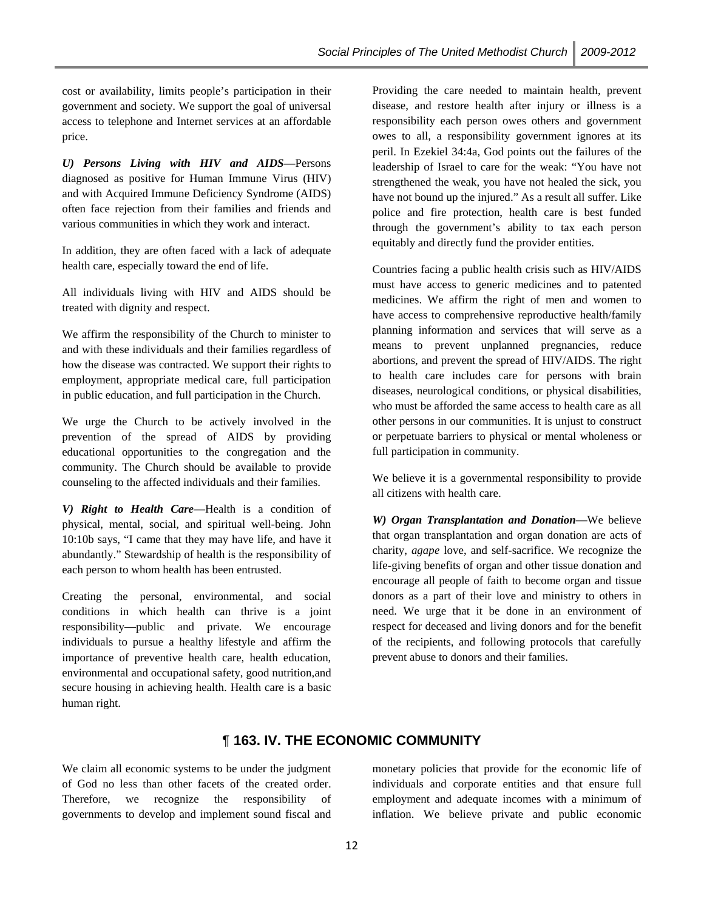cost or availability, limits people's participation in their government and society. We support the goal of universal access to telephone and Internet services at an affordable price.

***U) Persons Living with HIV and AIDS—***Persons diagnosed as positive for Human Immune Virus (HIV) and with Acquired Immune Deficiency Syndrome (AIDS) often face rejection from their families and friends and various communities in which they work and interact.

In addition, they are often faced with a lack of adequate health care, especially toward the end of life.

All individuals living with HIV and AIDS should be treated with dignity and respect.

We affirm the responsibility of the Church to minister to and with these individuals and their families regardless of how the disease was contracted. We support their rights to employment, appropriate medical care, full participation in public education, and full participation in the Church.

We urge the Church to be actively involved in the prevention of the spread of AIDS by providing educational opportunities to the congregation and the community. The Church should be available to provide counseling to the affected individuals and their families.

***V) Right to Health Care—***Health is a condition of physical, mental, social, and spiritual well-being. John 10:10b says, "I came that they may have life, and have it abundantly." Stewardship of health is the responsibility of each person to whom health has been entrusted.

Creating the personal, environmental, and social conditions in which health can thrive is a joint responsibility—public and private. We encourage individuals to pursue a healthy lifestyle and affirm the importance of preventive health care, health education, environmental and occupational safety, good nutrition,and secure housing in achieving health. Health care is a basic human right.

Providing the care needed to maintain health, prevent disease, and restore health after injury or illness is a responsibility each person owes others and government owes to all, a responsibility government ignores at its peril. In Ezekiel 34:4a, God points out the failures of the leadership of Israel to care for the weak: "You have not strengthened the weak, you have not healed the sick, you have not bound up the injured." As a result all suffer. Like police and fire protection, health care is best funded through the government's ability to tax each person equitably and directly fund the provider entities.

Countries facing a public health crisis such as HIV/AIDS must have access to generic medicines and to patented medicines. We affirm the right of men and women to have access to comprehensive reproductive health/family planning information and services that will serve as a means to prevent unplanned pregnancies, reduce abortions, and prevent the spread of HIV/AIDS. The right to health care includes care for persons with brain diseases, neurological conditions, or physical disabilities, who must be afforded the same access to health care as all other persons in our communities. It is unjust to construct or perpetuate barriers to physical or mental wholeness or full participation in community.

We believe it is a governmental responsibility to provide all citizens with health care.

***W) Organ Transplantation and Donation—***We believe that organ transplantation and organ donation are acts of charity, *agape* love, and self-sacrifice. We recognize the life-giving benefits of organ and other tissue donation and encourage all people of faith to become organ and tissue donors as a part of their love and ministry to others in need. We urge that it be done in an environment of respect for deceased and living donors and for the benefit of the recipients, and following protocols that carefully prevent abuse to donors and their families.

## ¶ 163. IV. THE ECONOMIC COMMUNITY

We claim all economic systems to be under the judgment of God no less than other facets of the created order. Therefore, we recognize the responsibility of governments to develop and implement sound fiscal and monetary policies that provide for the economic life of individuals and corporate entities and that ensure full employment and adequate incomes with a minimum of inflation. We believe private and public economic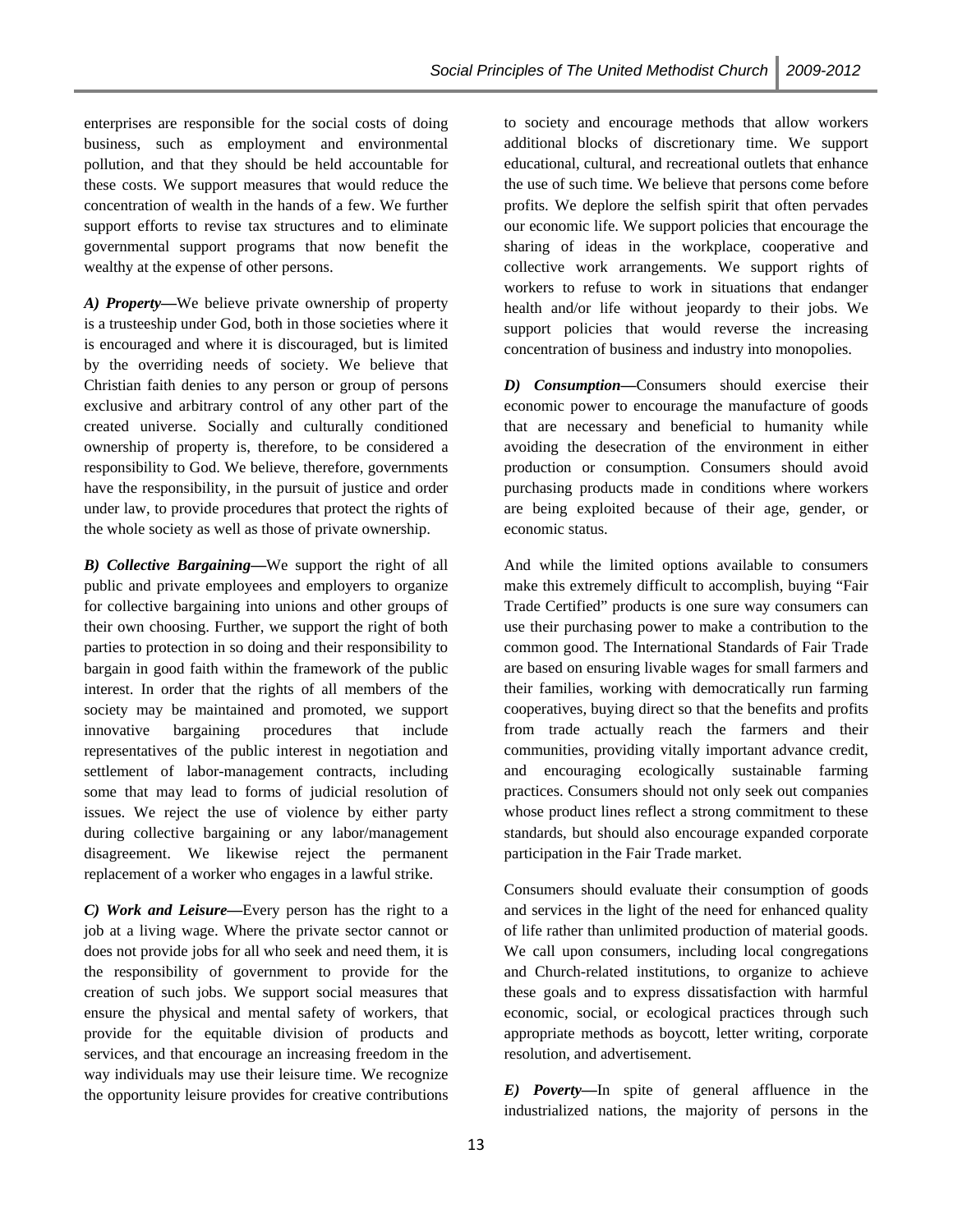enterprises are responsible for the social costs of doing business, such as employment and environmental pollution, and that they should be held accountable for these costs. We support measures that would reduce the concentration of wealth in the hands of a few. We further support efforts to revise tax structures and to eliminate governmental support programs that now benefit the wealthy at the expense of other persons.

***A) Property*—**We believe private ownership of property is a trusteeship under God, both in those societies where it is encouraged and where it is discouraged, but is limited by the overriding needs of society. We believe that Christian faith denies to any person or group of persons exclusive and arbitrary control of any other part of the created universe. Socially and culturally conditioned ownership of property is, therefore, to be considered a responsibility to God. We believe, therefore, governments have the responsibility, in the pursuit of justice and order under law, to provide procedures that protect the rights of the whole society as well as those of private ownership.

***B) Collective Bargaining*—**We support the right of all public and private employees and employers to organize for collective bargaining into unions and other groups of their own choosing. Further, we support the right of both parties to protection in so doing and their responsibility to bargain in good faith within the framework of the public interest. In order that the rights of all members of the society may be maintained and promoted, we support innovative bargaining procedures that include representatives of the public interest in negotiation and settlement of labor-management contracts, including some that may lead to forms of judicial resolution of issues. We reject the use of violence by either party during collective bargaining or any labor/management disagreement. We likewise reject the permanent replacement of a worker who engages in a lawful strike.

***C) Work and Leisure*—**Every person has the right to a job at a living wage. Where the private sector cannot or does not provide jobs for all who seek and need them, it is the responsibility of government to provide for the creation of such jobs. We support social measures that ensure the physical and mental safety of workers, that provide for the equitable division of products and services, and that encourage an increasing freedom in the way individuals may use their leisure time. We recognize the opportunity leisure provides for creative contributions to society and encourage methods that allow workers additional blocks of discretionary time. We support educational, cultural, and recreational outlets that enhance the use of such time. We believe that persons come before profits. We deplore the selfish spirit that often pervades our economic life. We support policies that encourage the sharing of ideas in the workplace, cooperative and collective work arrangements. We support rights of workers to refuse to work in situations that endanger health and/or life without jeopardy to their jobs. We support policies that would reverse the increasing concentration of business and industry into monopolies.

***D) Consumption*—**Consumers should exercise their economic power to encourage the manufacture of goods that are necessary and beneficial to humanity while avoiding the desecration of the environment in either production or consumption. Consumers should avoid purchasing products made in conditions where workers are being exploited because of their age, gender, or economic status.

And while the limited options available to consumers make this extremely difficult to accomplish, buying "Fair Trade Certified" products is one sure way consumers can use their purchasing power to make a contribution to the common good. The International Standards of Fair Trade are based on ensuring livable wages for small farmers and their families, working with democratically run farming cooperatives, buying direct so that the benefits and profits from trade actually reach the farmers and their communities, providing vitally important advance credit, and encouraging ecologically sustainable farming practices. Consumers should not only seek out companies whose product lines reflect a strong commitment to these standards, but should also encourage expanded corporate participation in the Fair Trade market.

Consumers should evaluate their consumption of goods and services in the light of the need for enhanced quality of life rather than unlimited production of material goods. We call upon consumers, including local congregations and Church-related institutions, to organize to achieve these goals and to express dissatisfaction with harmful economic, social, or ecological practices through such appropriate methods as boycott, letter writing, corporate resolution, and advertisement.

***E) Poverty*—**In spite of general affluence in the industrialized nations, the majority of persons in the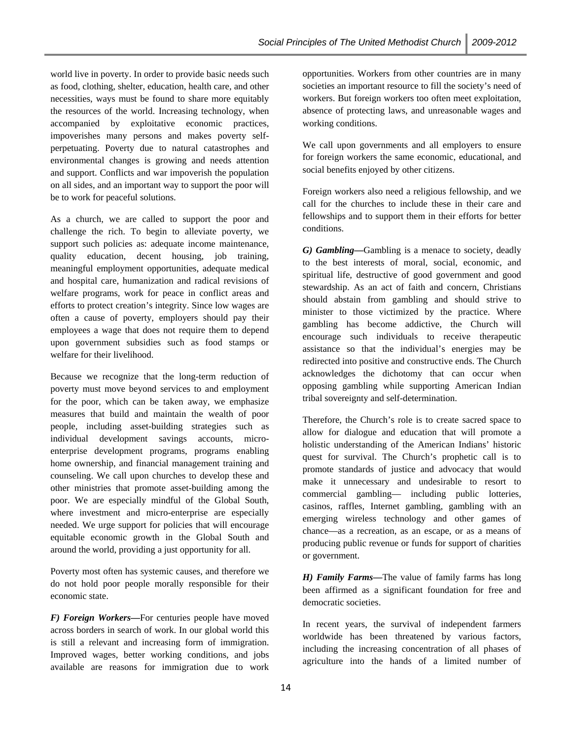world live in poverty. In order to provide basic needs such as food, clothing, shelter, education, health care, and other necessities, ways must be found to share more equitably the resources of the world. Increasing technology, when accompanied by exploitative economic practices, impoverishes many persons and makes poverty self-perpetuating. Poverty due to natural catastrophes and environmental changes is growing and needs attention and support. Conflicts and war impoverish the population on all sides, and an important way to support the poor will be to work for peaceful solutions.

As a church, we are called to support the poor and challenge the rich. To begin to alleviate poverty, we support such policies as: adequate income maintenance, quality education, decent housing, job training, meaningful employment opportunities, adequate medical and hospital care, humanization and radical revisions of welfare programs, work for peace in conflict areas and efforts to protect creation's integrity. Since low wages are often a cause of poverty, employers should pay their employees a wage that does not require them to depend upon government subsidies such as food stamps or welfare for their livelihood.

Because we recognize that the long-term reduction of poverty must move beyond services to and employment for the poor, which can be taken away, we emphasize measures that build and maintain the wealth of poor people, including asset-building strategies such as individual development savings accounts, micro-enterprise development programs, programs enabling home ownership, and financial management training and counseling. We call upon churches to develop these and other ministries that promote asset-building among the poor. We are especially mindful of the Global South, where investment and micro-enterprise are especially needed. We urge support for policies that will encourage equitable economic growth in the Global South and around the world, providing a just opportunity for all.

Poverty most often has systemic causes, and therefore we do not hold poor people morally responsible for their economic state.

***F) Foreign Workers*—**For centuries people have moved across borders in search of work. In our global world this is still a relevant and increasing form of immigration. Improved wages, better working conditions, and jobs available are reasons for immigration due to work opportunities. Workers from other countries are in many societies an important resource to fill the society's need of workers. But foreign workers too often meet exploitation, absence of protecting laws, and unreasonable wages and working conditions.

We call upon governments and all employers to ensure for foreign workers the same economic, educational, and social benefits enjoyed by other citizens.

Foreign workers also need a religious fellowship, and we call for the churches to include these in their care and fellowships and to support them in their efforts for better conditions.

***G) Gambling*—**Gambling is a menace to society, deadly to the best interests of moral, social, economic, and spiritual life, destructive of good government and good stewardship. As an act of faith and concern, Christians should abstain from gambling and should strive to minister to those victimized by the practice. Where gambling has become addictive, the Church will encourage such individuals to receive therapeutic assistance so that the individual's energies may be redirected into positive and constructive ends. The Church acknowledges the dichotomy that can occur when opposing gambling while supporting American Indian tribal sovereignty and self-determination.

Therefore, the Church's role is to create sacred space to allow for dialogue and education that will promote a holistic understanding of the American Indians' historic quest for survival. The Church's prophetic call is to promote standards of justice and advocacy that would make it unnecessary and undesirable to resort to commercial gambling— including public lotteries, casinos, raffles, Internet gambling, gambling with an emerging wireless technology and other games of chance—as a recreation, as an escape, or as a means of producing public revenue or funds for support of charities or government.

***H) Family Farms*—**The value of family farms has long been affirmed as a significant foundation for free and democratic societies.

In recent years, the survival of independent farmers worldwide has been threatened by various factors, including the increasing concentration of all phases of agriculture into the hands of a limited number of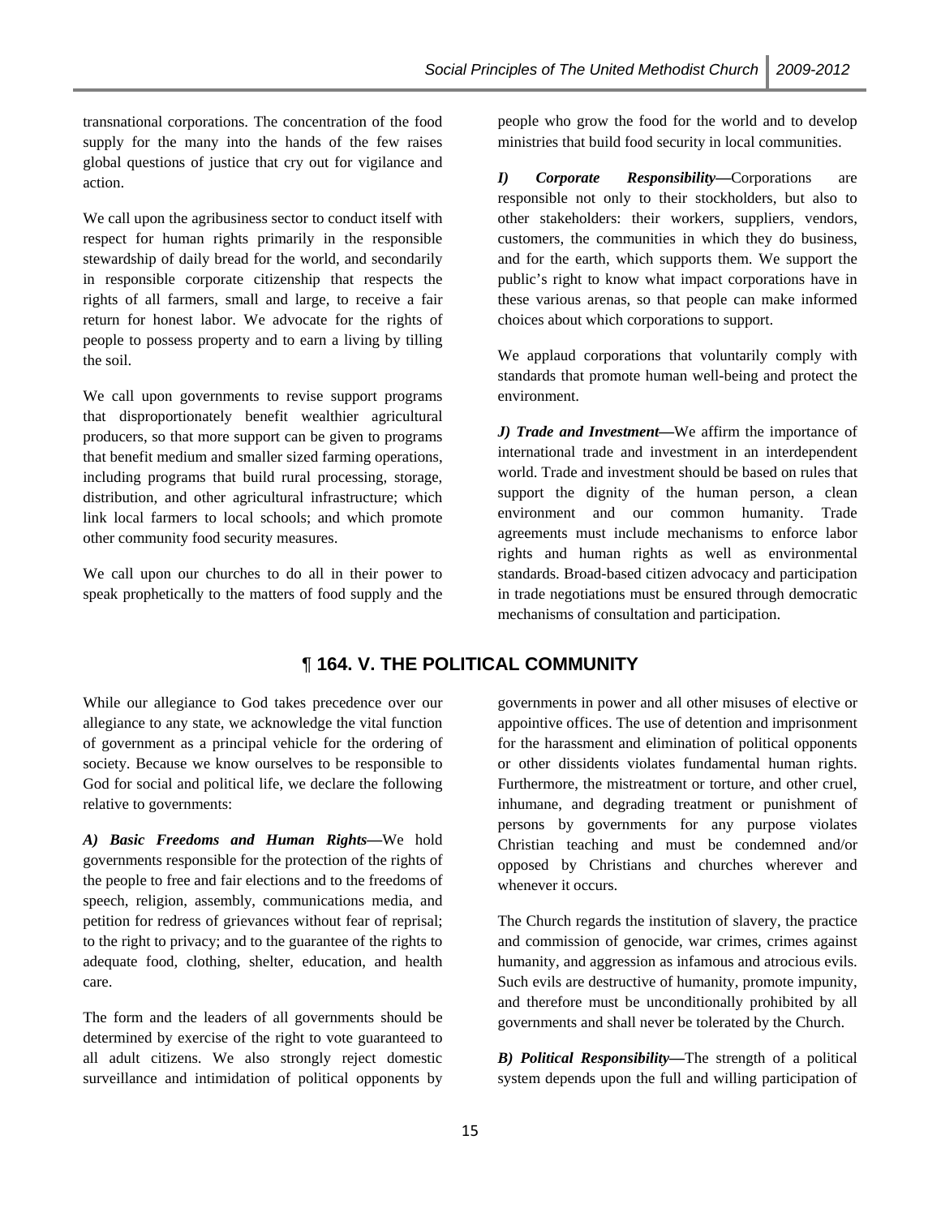transnational corporations. The concentration of the food supply for the many into the hands of the few raises global questions of justice that cry out for vigilance and action.

We call upon the agribusiness sector to conduct itself with respect for human rights primarily in the responsible stewardship of daily bread for the world, and secondarily in responsible corporate citizenship that respects the rights of all farmers, small and large, to receive a fair return for honest labor. We advocate for the rights of people to possess property and to earn a living by tilling the soil.

We call upon governments to revise support programs that disproportionately benefit wealthier agricultural producers, so that more support can be given to programs that benefit medium and smaller sized farming operations, including programs that build rural processing, storage, distribution, and other agricultural infrastructure; which link local farmers to local schools; and which promote other community food security measures.

We call upon our churches to do all in their power to speak prophetically to the matters of food supply and the people who grow the food for the world and to develop ministries that build food security in local communities.

***I) Corporate Responsibility—***Corporations are responsible not only to their stockholders, but also to other stakeholders: their workers, suppliers, vendors, customers, the communities in which they do business, and for the earth, which supports them. We support the public's right to know what impact corporations have in these various arenas, so that people can make informed choices about which corporations to support.

We applaud corporations that voluntarily comply with standards that promote human well-being and protect the environment.

***J) Trade and Investment—***We affirm the importance of international trade and investment in an interdependent world. Trade and investment should be based on rules that support the dignity of the human person, a clean environment and our common humanity. Trade agreements must include mechanisms to enforce labor rights and human rights as well as environmental standards. Broad-based citizen advocacy and participation in trade negotiations must be ensured through democratic mechanisms of consultation and participation.

## ¶ 164. V. THE POLITICAL COMMUNITY

While our allegiance to God takes precedence over our allegiance to any state, we acknowledge the vital function of government as a principal vehicle for the ordering of society. Because we know ourselves to be responsible to God for social and political life, we declare the following relative to governments:

***A) Basic Freedoms and Human Rights—***We hold governments responsible for the protection of the rights of the people to free and fair elections and to the freedoms of speech, religion, assembly, communications media, and petition for redress of grievances without fear of reprisal; to the right to privacy; and to the guarantee of the rights to adequate food, clothing, shelter, education, and health care.

The form and the leaders of all governments should be determined by exercise of the right to vote guaranteed to all adult citizens. We also strongly reject domestic surveillance and intimidation of political opponents by governments in power and all other misuses of elective or appointive offices. The use of detention and imprisonment for the harassment and elimination of political opponents or other dissidents violates fundamental human rights. Furthermore, the mistreatment or torture, and other cruel, inhumane, and degrading treatment or punishment of persons by governments for any purpose violates Christian teaching and must be condemned and/or opposed by Christians and churches wherever and whenever it occurs.

The Church regards the institution of slavery, the practice and commission of genocide, war crimes, crimes against humanity, and aggression as infamous and atrocious evils. Such evils are destructive of humanity, promote impunity, and therefore must be unconditionally prohibited by all governments and shall never be tolerated by the Church.

***B) Political Responsibility—***The strength of a political system depends upon the full and willing participation of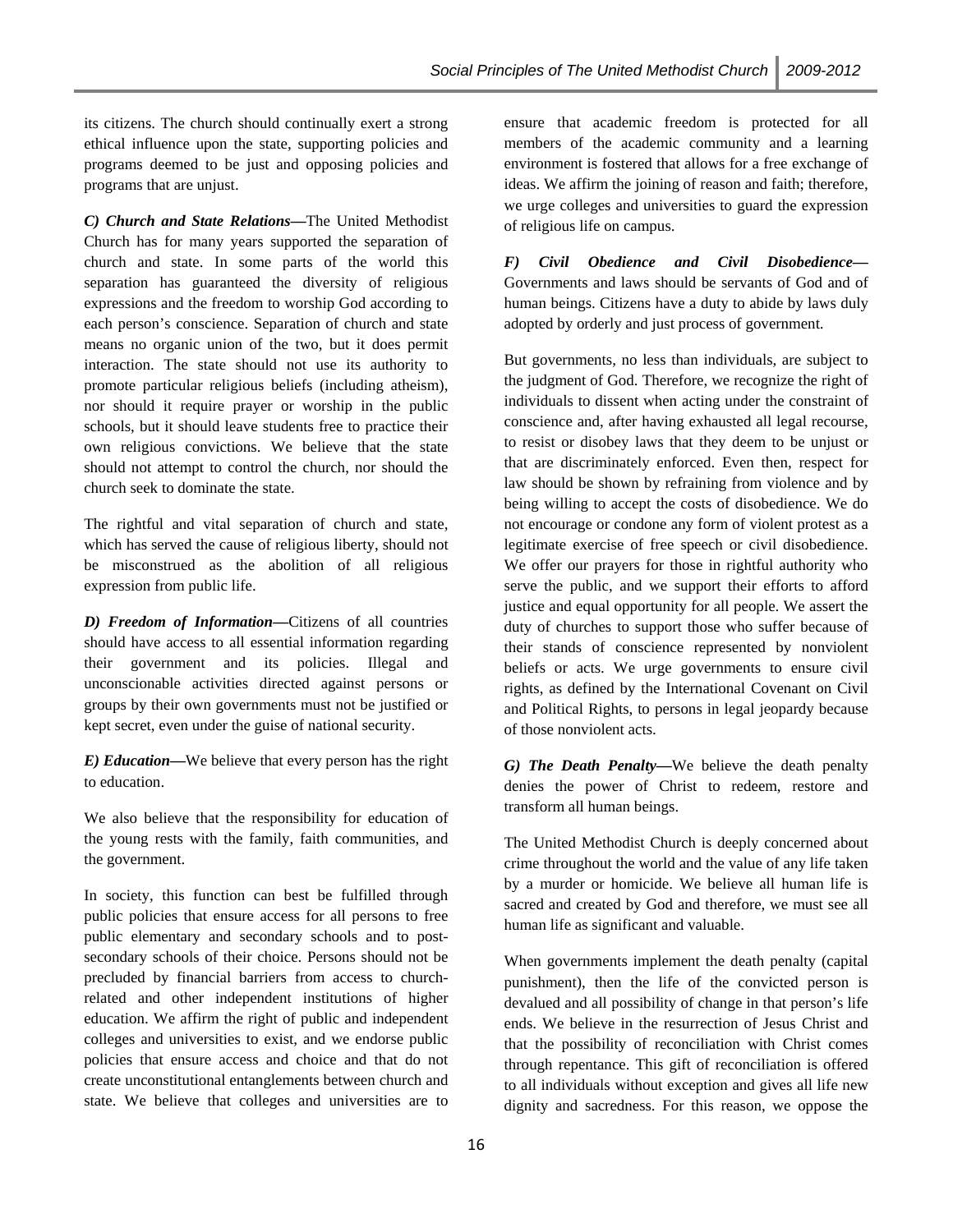its citizens. The church should continually exert a strong ethical influence upon the state, supporting policies and programs deemed to be just and opposing policies and programs that are unjust.

***C) Church and State Relations—***The United Methodist Church has for many years supported the separation of church and state. In some parts of the world this separation has guaranteed the diversity of religious expressions and the freedom to worship God according to each person's conscience. Separation of church and state means no organic union of the two, but it does permit interaction. The state should not use its authority to promote particular religious beliefs (including atheism), nor should it require prayer or worship in the public schools, but it should leave students free to practice their own religious convictions. We believe that the state should not attempt to control the church, nor should the church seek to dominate the state.

The rightful and vital separation of church and state, which has served the cause of religious liberty, should not be misconstrued as the abolition of all religious expression from public life.

***D) Freedom of Information—***Citizens of all countries should have access to all essential information regarding their government and its policies. Illegal and unconscionable activities directed against persons or groups by their own governments must not be justified or kept secret, even under the guise of national security.

***E) Education—***We believe that every person has the right to education.

We also believe that the responsibility for education of the young rests with the family, faith communities, and the government.

In society, this function can best be fulfilled through public policies that ensure access for all persons to free public elementary and secondary schools and to post-secondary schools of their choice. Persons should not be precluded by financial barriers from access to church-related and other independent institutions of higher education. We affirm the right of public and independent colleges and universities to exist, and we endorse public policies that ensure access and choice and that do not create unconstitutional entanglements between church and state. We believe that colleges and universities are to ensure that academic freedom is protected for all members of the academic community and a learning environment is fostered that allows for a free exchange of ideas. We affirm the joining of reason and faith; therefore, we urge colleges and universities to guard the expression of religious life on campus.

***F) Civil Obedience and Civil Disobedience—*** Governments and laws should be servants of God and of human beings. Citizens have a duty to abide by laws duly adopted by orderly and just process of government.

But governments, no less than individuals, are subject to the judgment of God. Therefore, we recognize the right of individuals to dissent when acting under the constraint of conscience and, after having exhausted all legal recourse, to resist or disobey laws that they deem to be unjust or that are discriminately enforced. Even then, respect for law should be shown by refraining from violence and by being willing to accept the costs of disobedience. We do not encourage or condone any form of violent protest as a legitimate exercise of free speech or civil disobedience. We offer our prayers for those in rightful authority who serve the public, and we support their efforts to afford justice and equal opportunity for all people. We assert the duty of churches to support those who suffer because of their stands of conscience represented by nonviolent beliefs or acts. We urge governments to ensure civil rights, as defined by the International Covenant on Civil and Political Rights, to persons in legal jeopardy because of those nonviolent acts.

***G) The Death Penalty—***We believe the death penalty denies the power of Christ to redeem, restore and transform all human beings.

The United Methodist Church is deeply concerned about crime throughout the world and the value of any life taken by a murder or homicide. We believe all human life is sacred and created by God and therefore, we must see all human life as significant and valuable.

When governments implement the death penalty (capital punishment), then the life of the convicted person is devalued and all possibility of change in that person's life ends. We believe in the resurrection of Jesus Christ and that the possibility of reconciliation with Christ comes through repentance. This gift of reconciliation is offered to all individuals without exception and gives all life new dignity and sacredness. For this reason, we oppose the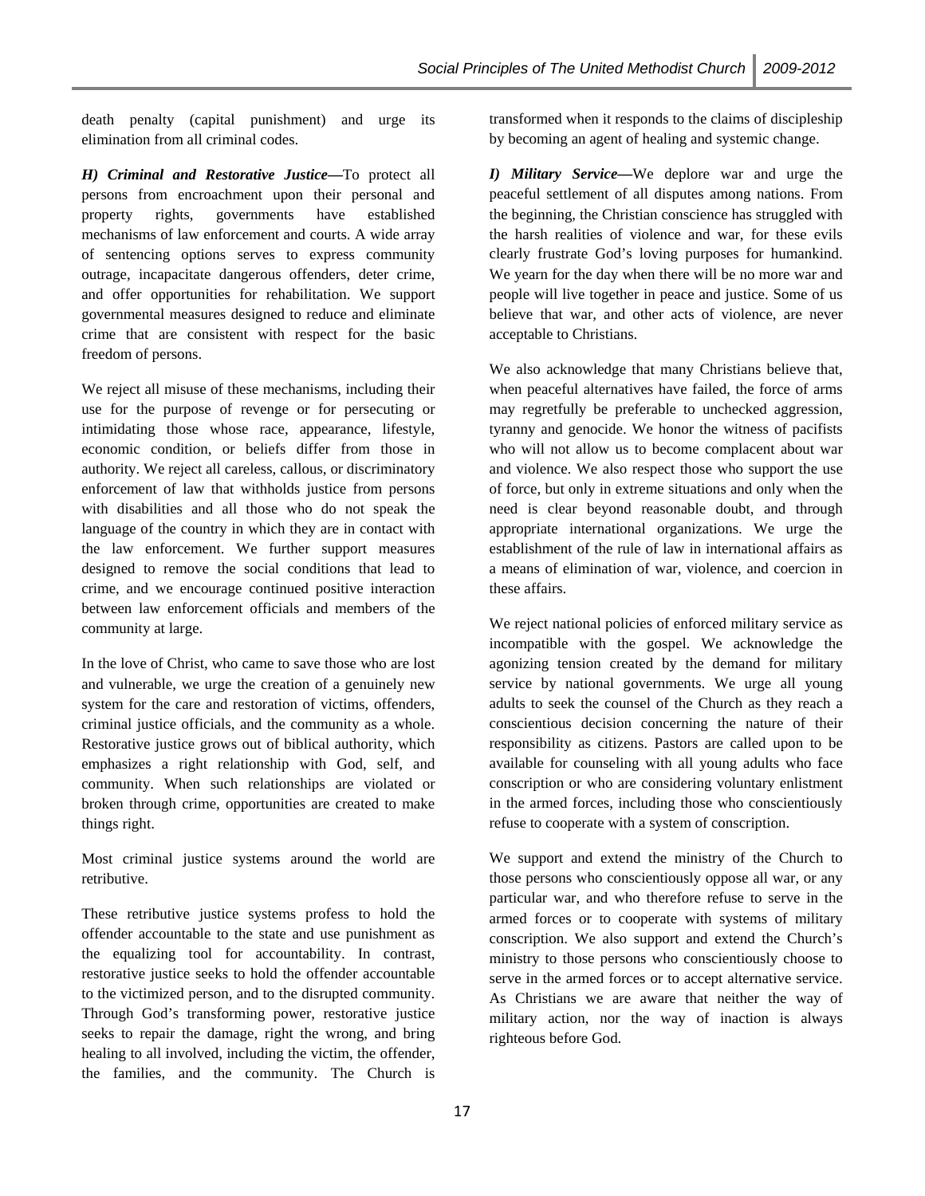death penalty (capital punishment) and urge its elimination from all criminal codes.

***H) Criminal and Restorative Justice—***To protect all persons from encroachment upon their personal and property rights, governments have established mechanisms of law enforcement and courts. A wide array of sentencing options serves to express community outrage, incapacitate dangerous offenders, deter crime, and offer opportunities for rehabilitation. We support governmental measures designed to reduce and eliminate crime that are consistent with respect for the basic freedom of persons.

We reject all misuse of these mechanisms, including their use for the purpose of revenge or for persecuting or intimidating those whose race, appearance, lifestyle, economic condition, or beliefs differ from those in authority. We reject all careless, callous, or discriminatory enforcement of law that withholds justice from persons with disabilities and all those who do not speak the language of the country in which they are in contact with the law enforcement. We further support measures designed to remove the social conditions that lead to crime, and we encourage continued positive interaction between law enforcement officials and members of the community at large.

In the love of Christ, who came to save those who are lost and vulnerable, we urge the creation of a genuinely new system for the care and restoration of victims, offenders, criminal justice officials, and the community as a whole. Restorative justice grows out of biblical authority, which emphasizes a right relationship with God, self, and community. When such relationships are violated or broken through crime, opportunities are created to make things right.

Most criminal justice systems around the world are retributive.

These retributive justice systems profess to hold the offender accountable to the state and use punishment as the equalizing tool for accountability. In contrast, restorative justice seeks to hold the offender accountable to the victimized person, and to the disrupted community. Through God's transforming power, restorative justice seeks to repair the damage, right the wrong, and bring healing to all involved, including the victim, the offender, the families, and the community. The Church is transformed when it responds to the claims of discipleship by becoming an agent of healing and systemic change.

***I) Military Service—***We deplore war and urge the peaceful settlement of all disputes among nations. From the beginning, the Christian conscience has struggled with the harsh realities of violence and war, for these evils clearly frustrate God's loving purposes for humankind. We yearn for the day when there will be no more war and people will live together in peace and justice. Some of us believe that war, and other acts of violence, are never acceptable to Christians.

We also acknowledge that many Christians believe that, when peaceful alternatives have failed, the force of arms may regretfully be preferable to unchecked aggression, tyranny and genocide. We honor the witness of pacifists who will not allow us to become complacent about war and violence. We also respect those who support the use of force, but only in extreme situations and only when the need is clear beyond reasonable doubt, and through appropriate international organizations. We urge the establishment of the rule of law in international affairs as a means of elimination of war, violence, and coercion in these affairs.

We reject national policies of enforced military service as incompatible with the gospel. We acknowledge the agonizing tension created by the demand for military service by national governments. We urge all young adults to seek the counsel of the Church as they reach a conscientious decision concerning the nature of their responsibility as citizens. Pastors are called upon to be available for counseling with all young adults who face conscription or who are considering voluntary enlistment in the armed forces, including those who conscientiously refuse to cooperate with a system of conscription.

We support and extend the ministry of the Church to those persons who conscientiously oppose all war, or any particular war, and who therefore refuse to serve in the armed forces or to cooperate with systems of military conscription. We also support and extend the Church's ministry to those persons who conscientiously choose to serve in the armed forces or to accept alternative service. As Christians we are aware that neither the way of military action, nor the way of inaction is always righteous before God.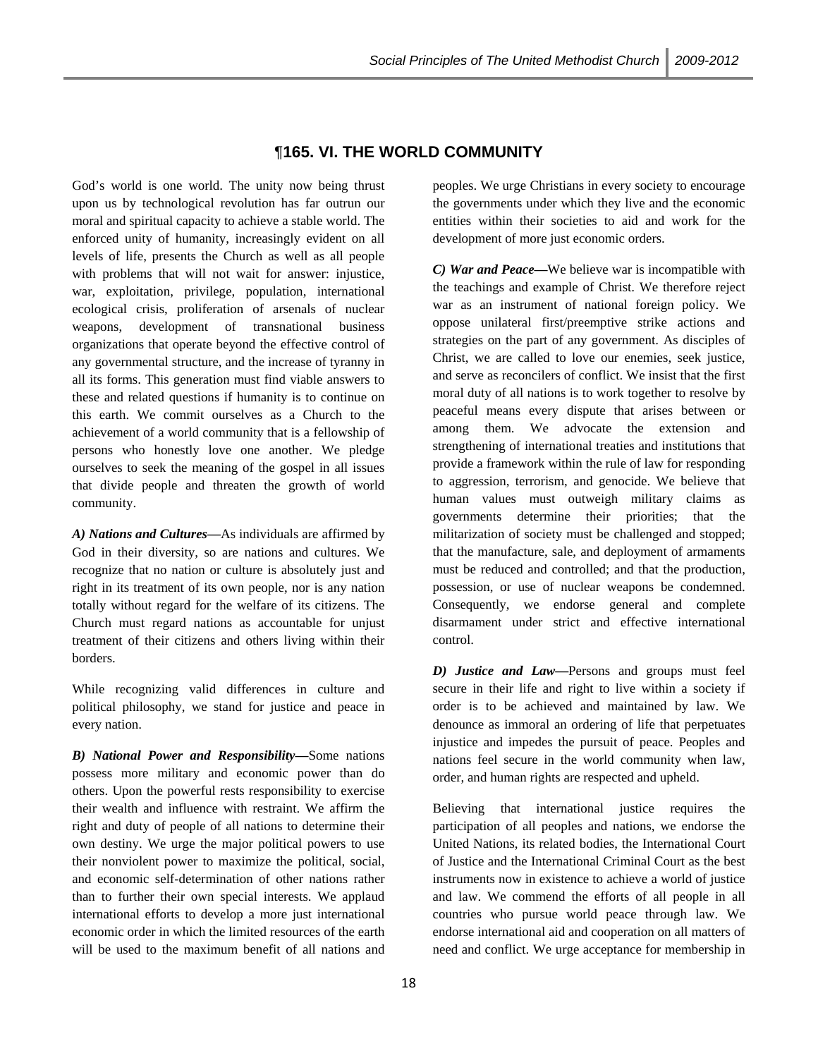## ¶165. VI. THE WORLD COMMUNITY

God's world is one world. The unity now being thrust upon us by technological revolution has far outrun our moral and spiritual capacity to achieve a stable world. The enforced unity of humanity, increasingly evident on all levels of life, presents the Church as well as all people with problems that will not wait for answer: injustice, war, exploitation, privilege, population, international ecological crisis, proliferation of arsenals of nuclear weapons, development of transnational business organizations that operate beyond the effective control of any governmental structure, and the increase of tyranny in all its forms. This generation must find viable answers to these and related questions if humanity is to continue on this earth. We commit ourselves as a Church to the achievement of a world community that is a fellowship of persons who honestly love one another. We pledge ourselves to seek the meaning of the gospel in all issues that divide people and threaten the growth of world community.

***A) Nations and Cultures—***As individuals are affirmed by God in their diversity, so are nations and cultures. We recognize that no nation or culture is absolutely just and right in its treatment of its own people, nor is any nation totally without regard for the welfare of its citizens. The Church must regard nations as accountable for unjust treatment of their citizens and others living within their borders.

While recognizing valid differences in culture and political philosophy, we stand for justice and peace in every nation.

***B) National Power and Responsibility—***Some nations possess more military and economic power than do others. Upon the powerful rests responsibility to exercise their wealth and influence with restraint. We affirm the right and duty of people of all nations to determine their own destiny. We urge the major political powers to use their nonviolent power to maximize the political, social, and economic self-determination of other nations rather than to further their own special interests. We applaud international efforts to develop a more just international economic order in which the limited resources of the earth will be used to the maximum benefit of all nations and peoples. We urge Christians in every society to encourage the governments under which they live and the economic entities within their societies to aid and work for the development of more just economic orders.

***C) War and Peace—***We believe war is incompatible with the teachings and example of Christ. We therefore reject war as an instrument of national foreign policy. We oppose unilateral first/preemptive strike actions and strategies on the part of any government. As disciples of Christ, we are called to love our enemies, seek justice, and serve as reconcilers of conflict. We insist that the first moral duty of all nations is to work together to resolve by peaceful means every dispute that arises between or among them. We advocate the extension and strengthening of international treaties and institutions that provide a framework within the rule of law for responding to aggression, terrorism, and genocide. We believe that human values must outweigh military claims as governments determine their priorities; that the militarization of society must be challenged and stopped; that the manufacture, sale, and deployment of armaments must be reduced and controlled; and that the production, possession, or use of nuclear weapons be condemned. Consequently, we endorse general and complete disarmament under strict and effective international control.

***D) Justice and Law—***Persons and groups must feel secure in their life and right to live within a society if order is to be achieved and maintained by law. We denounce as immoral an ordering of life that perpetuates injustice and impedes the pursuit of peace. Peoples and nations feel secure in the world community when law, order, and human rights are respected and upheld.

Believing that international justice requires the participation of all peoples and nations, we endorse the United Nations, its related bodies, the International Court of Justice and the International Criminal Court as the best instruments now in existence to achieve a world of justice and law. We commend the efforts of all people in all countries who pursue world peace through law. We endorse international aid and cooperation on all matters of need and conflict. We urge acceptance for membership in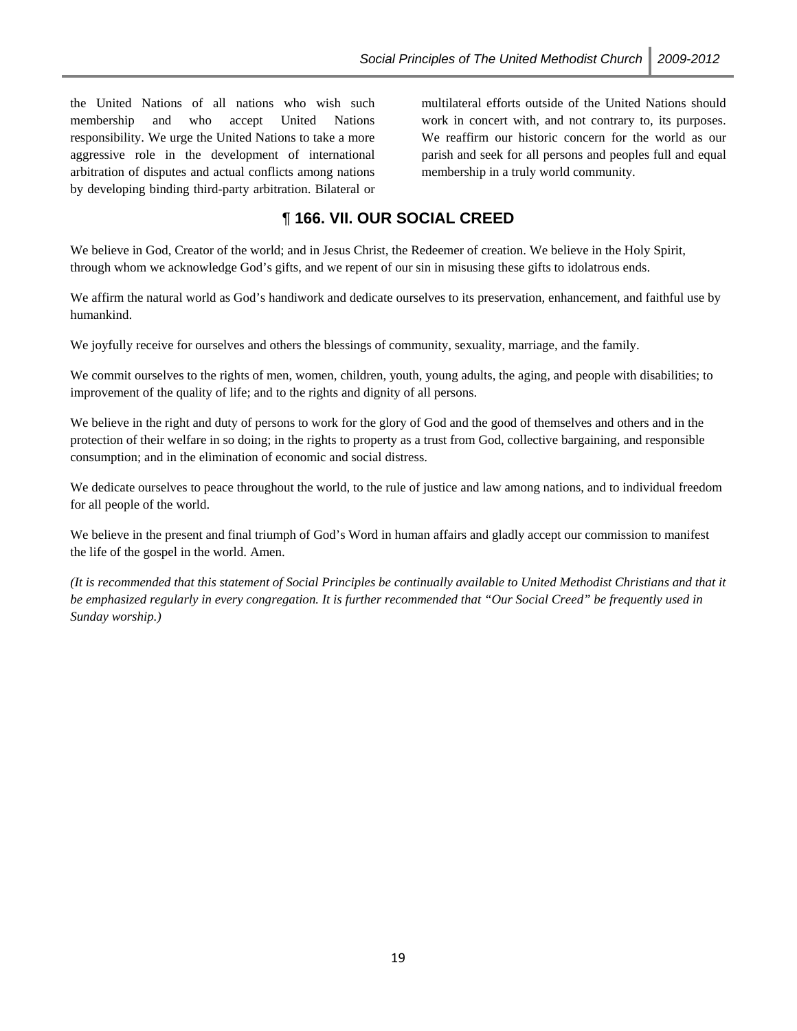the United Nations of all nations who wish such membership and who accept United Nations responsibility. We urge the United Nations to take a more aggressive role in the development of international arbitration of disputes and actual conflicts among nations by developing binding third-party arbitration. Bilateral or multilateral efforts outside of the United Nations should work in concert with, and not contrary to, its purposes. We reaffirm our historic concern for the world as our parish and seek for all persons and peoples full and equal membership in a truly world community.

## ¶ 166. VII. OUR SOCIAL CREED

We believe in God, Creator of the world; and in Jesus Christ, the Redeemer of creation. We believe in the Holy Spirit, through whom we acknowledge God's gifts, and we repent of our sin in misusing these gifts to idolatrous ends.

We affirm the natural world as God's handiwork and dedicate ourselves to its preservation, enhancement, and faithful use by humankind.

We joyfully receive for ourselves and others the blessings of community, sexuality, marriage, and the family.

We commit ourselves to the rights of men, women, children, youth, young adults, the aging, and people with disabilities; to improvement of the quality of life; and to the rights and dignity of all persons.

We believe in the right and duty of persons to work for the glory of God and the good of themselves and others and in the protection of their welfare in so doing; in the rights to property as a trust from God, collective bargaining, and responsible consumption; and in the elimination of economic and social distress.

We dedicate ourselves to peace throughout the world, to the rule of justice and law among nations, and to individual freedom for all people of the world.

We believe in the present and final triumph of God's Word in human affairs and gladly accept our commission to manifest the life of the gospel in the world. Amen.

*(It is recommended that this statement of Social Principles be continually available to United Methodist Christians and that it be emphasized regularly in every congregation. It is further recommended that "Our Social Creed" be frequently used in Sunday worship.)*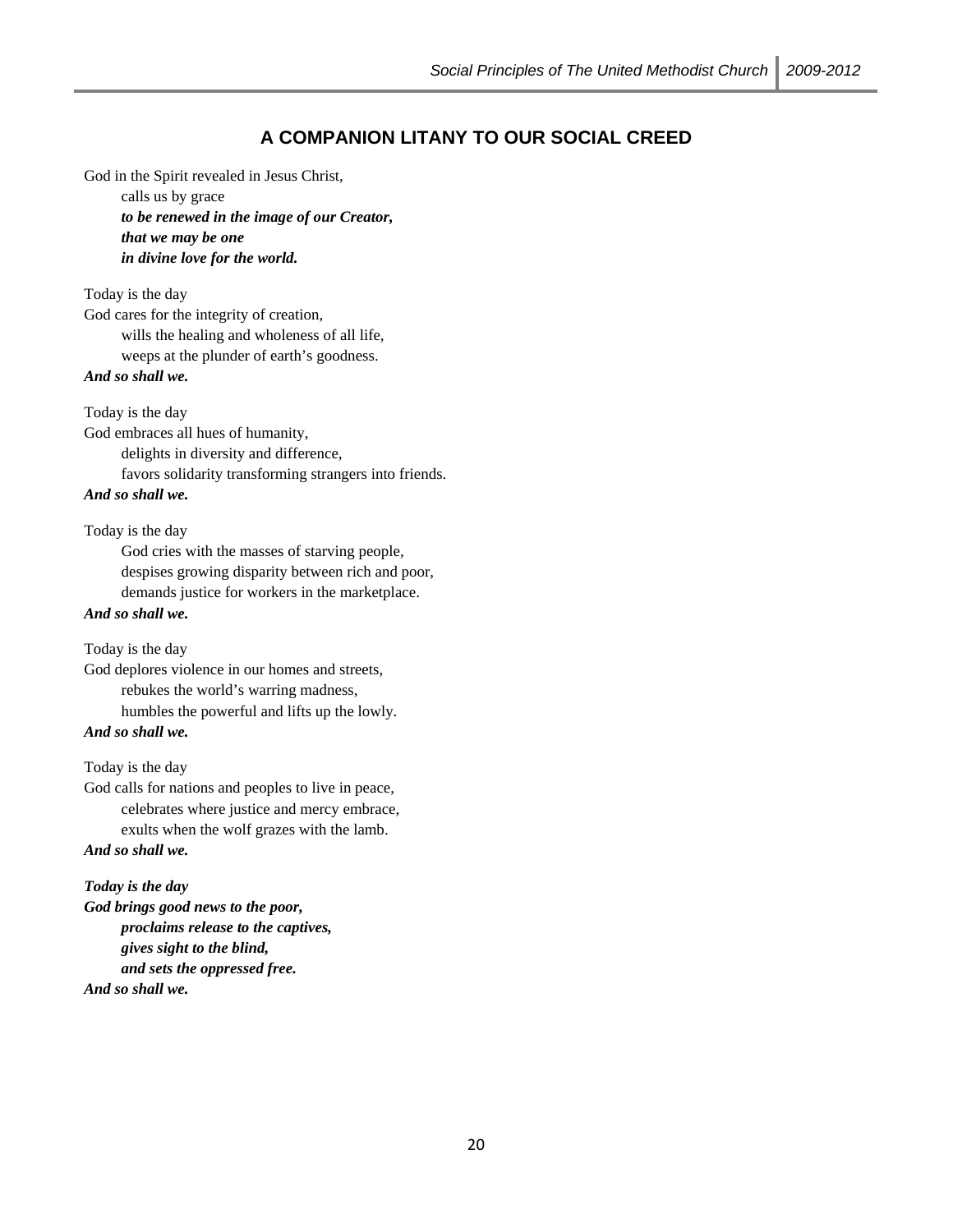## A COMPANION LITANY TO OUR SOCIAL CREED

God in the Spirit revealed in Jesus Christ,  
calls us by grace  
***to be renewed in the image of our Creator,***  
***that we may be one***  
***in divine love for the world.***

Today is the day  
God cares for the integrity of creation,  
wills the healing and wholeness of all life,  
weeps at the plunder of earth's goodness.  
***And so shall we.***

Today is the day  
God embraces all hues of humanity,  
delights in diversity and difference,  
favors solidarity transforming strangers into friends.  
***And so shall we.***

Today is the day  
God cries with the masses of starving people,  
despises growing disparity between rich and poor,  
demands justice for workers in the marketplace.  
***And so shall we.***

Today is the day  
God deplores violence in our homes and streets,  
rebukes the world's warring madness,  
humbles the powerful and lifts up the lowly.  
***And so shall we.***

Today is the day  
God calls for nations and peoples to live in peace,  
celebrates where justice and mercy embrace,  
exults when the wolf grazes with the lamb.  
***And so shall we.***

***Today is the day***  
***God brings good news to the poor,***  
***proclaims release to the captives,***  
***gives sight to the blind,***  
***and sets the oppressed free.***  
***And so shall we.***